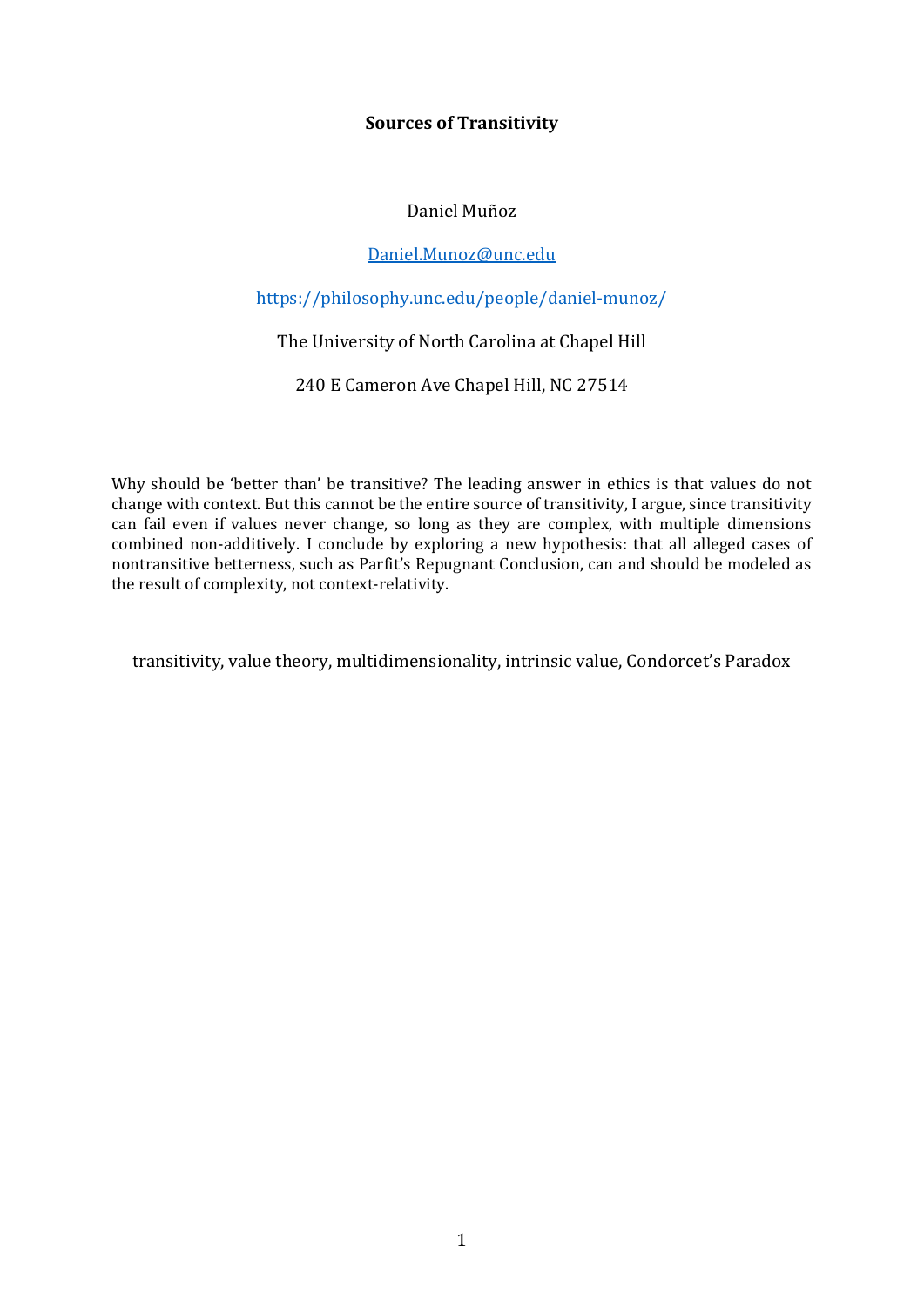**Sources of Transitivity**

Daniel Muñoz

[Daniel.Munoz@unc.edu](mailto:Daniel.Munoz@unc.edu)

[https://philosophy.unc.edu/people/daniel-munoz/](https://philosophy.unc.edu/people/daniel-munoz/)

The University of North Carolina at Chapel Hill

240 E Cameron Ave Chapel Hill, NC 27514

Why should be 'better than' be transitive? The leading answer in ethics is that values do not change with context. But this cannot be the entire source of transitivity, I argue, since transitivity can fail even if values never change, so long as they are complex, with multiple dimensions combined non-additively. I conclude by exploring a new hypothesis: that all alleged cases of nontransitive betterness, such as Parfit's Repugnant Conclusion, can and should be modeled as the result of complexity, not context-relativity.

transitivity, value theory, multidimensionality, intrinsic value, Condorcet's Paradox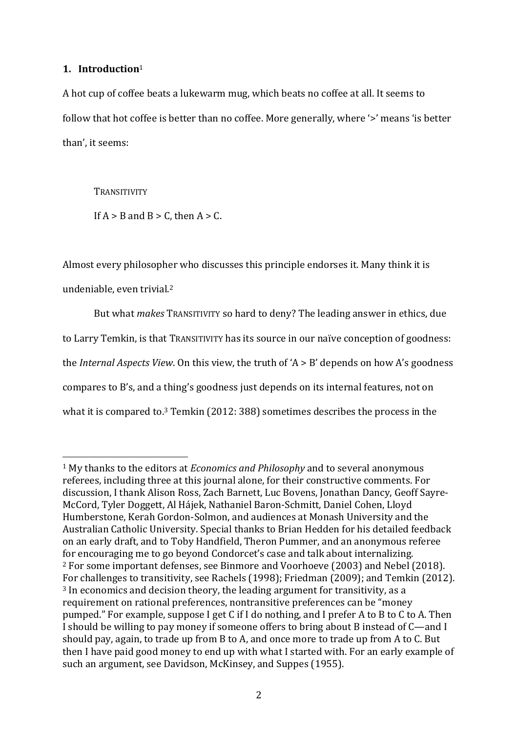## 1. Introduction[1]

A hot cup of coffee beats a lukewarm mug, which beats no coffee at all. It seems to follow that hot coffee is better than no coffee. More generally, where '>' means 'is better than', it seems:

> TRANSITIVITY
>
> If A > B and B > C, then A > C.

Almost every philosopher who discusses this principle endorses it. Many think it is undeniable, even trivial.[2]

But what *makes* TRANSITIVITY so hard to deny? The leading answer in ethics, due to Larry Temkin, is that TRANSITIVITY has its source in our naïve conception of goodness: the *Internal Aspects View*. On this view, the truth of 'A > B' depends on how A's goodness compares to B's, and a thing's goodness just depends on its internal features, not on what it is compared to.[3] Temkin (2012: 388) sometimes describes the process in the

---

[1] My thanks to the editors at *Economics and Philosophy* and to several anonymous referees, including three at this journal alone, for their constructive comments. For discussion, I thank Alison Ross, Zach Barnett, Luc Bovens, Jonathan Dancy, Geoff Sayre-McCord, Tyler Doggett, Al Hájek, Nathaniel Baron-Schmitt, Daniel Cohen, Lloyd Humberstone, Kerah Gordon-Solmon, and audiences at Monash University and the Australian Catholic University. Special thanks to Brian Hedden for his detailed feedback on an early draft, and to Toby Handfield, Theron Pummer, and an anonymous referee for encouraging me to go beyond Condorcet's case and talk about internalizing.

[2] For some important defenses, see Binmore and Voorhoeve (2003) and Nebel (2018). For challenges to transitivity, see Rachels (1998); Friedman (2009); and Temkin (2012).

[3] In economics and decision theory, the leading argument for transitivity, as a requirement on rational preferences, nontransitive preferences can be "money pumped." For example, suppose I get C if I do nothing, and I prefer A to B to C to A. Then I should be willing to pay money if someone offers to bring about B instead of C—and I should pay, again, to trade up from B to A, and once more to trade up from A to C. But then I have paid good money to end up with what I started with. For an early example of such an argument, see Davidson, McKinsey, and Suppes (1955).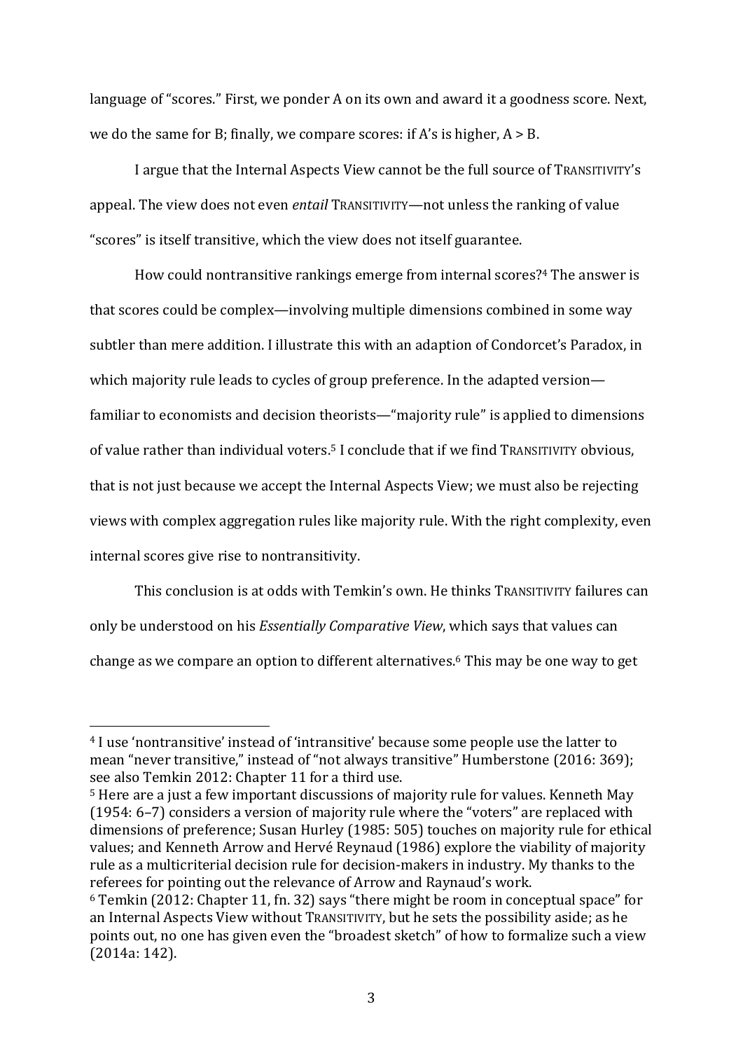language of "scores." First, we ponder A on its own and award it a goodness score. Next, we do the same for B; finally, we compare scores: if A's is higher, A > B.

I argue that the Internal Aspects View cannot be the full source of TRANSITIVITY's appeal. The view does not even *entail* TRANSITIVITY—not unless the ranking of value "scores" is itself transitive, which the view does not itself guarantee.

How could nontransitive rankings emerge from internal scores?[4] The answer is that scores could be complex—involving multiple dimensions combined in some way subtler than mere addition. I illustrate this with an adaption of Condorcet's Paradox, in which majority rule leads to cycles of group preference. In the adapted version—familiar to economists and decision theorists—"majority rule" is applied to dimensions of value rather than individual voters.[5] I conclude that if we find TRANSITIVITY obvious, that is not just because we accept the Internal Aspects View; we must also be rejecting views with complex aggregation rules like majority rule. With the right complexity, even internal scores give rise to nontransitivity.

This conclusion is at odds with Temkin's own. He thinks TRANSITIVITY failures can only be understood on his *Essentially Comparative View*, which says that values can change as we compare an option to different alternatives.[6] This may be one way to get

---

[4] I use 'nontransitive' instead of 'intransitive' because some people use the latter to mean "never transitive," instead of "not always transitive" Humberstone (2016: 369); see also Temkin 2012: Chapter 11 for a third use.

[5] Here are a just a few important discussions of majority rule for values. Kenneth May (1954: 6–7) considers a version of majority rule where the "voters" are replaced with dimensions of preference; Susan Hurley (1985: 505) touches on majority rule for ethical values; and Kenneth Arrow and Hervé Reynaud (1986) explore the viability of majority rule as a multicriterial decision rule for decision-makers in industry. My thanks to the referees for pointing out the relevance of Arrow and Raynaud's work.

[6] Temkin (2012: Chapter 11, fn. 32) says "there might be room in conceptual space" for an Internal Aspects View without TRANSITIVITY, but he sets the possibility aside; as he points out, no one has given even the "broadest sketch" of how to formalize such a view (2014a: 142).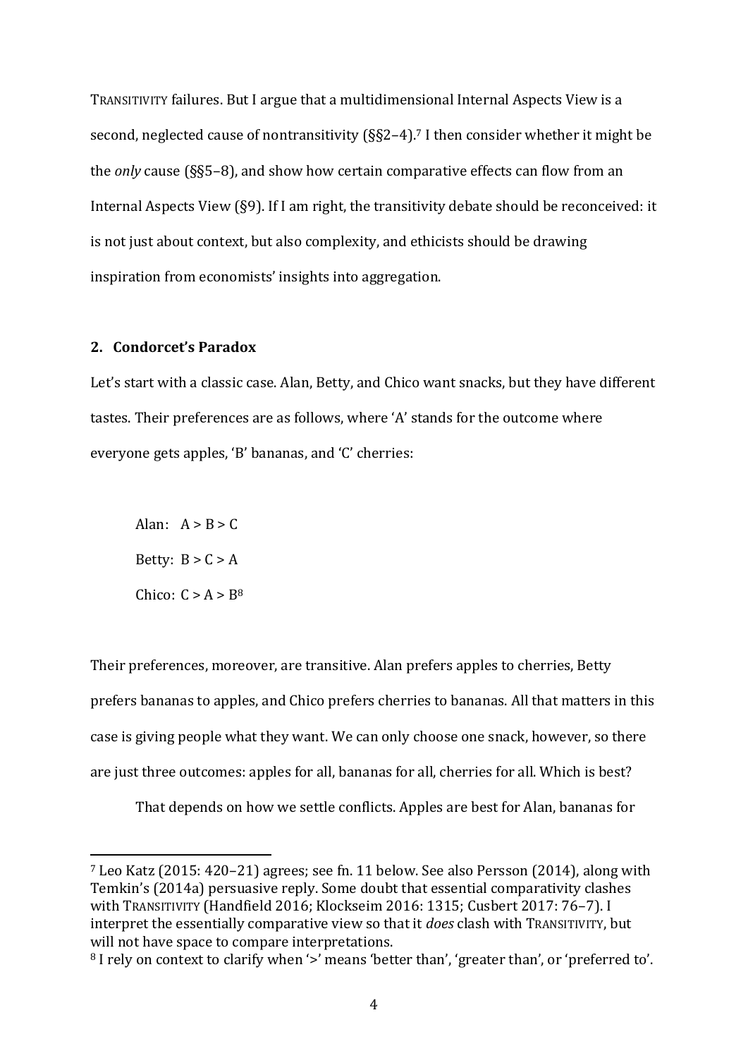TRANSITIVITY failures. But I argue that a multidimensional Internal Aspects View is a second, neglected cause of nontransitivity (§§2–4).[7] I then consider whether it might be the *only* cause (§§5–8), and show how certain comparative effects can flow from an Internal Aspects View (§9). If I am right, the transitivity debate should be reconceived: it is not just about context, but also complexity, and ethicists should be drawing inspiration from economists' insights into aggregation.

## 2. Condorcet's Paradox

Let's start with a classic case. Alan, Betty, and Chico want snacks, but they have different tastes. Their preferences are as follows, where 'A' stands for the outcome where everyone gets apples, 'B' bananas, and 'C' cherries:

Alan: A > B > C

Betty: B > C > A

Chico: C > A > B[8]

Their preferences, moreover, are transitive. Alan prefers apples to cherries, Betty prefers bananas to apples, and Chico prefers cherries to bananas. All that matters in this case is giving people what they want. We can only choose one snack, however, so there are just three outcomes: apples for all, bananas for all, cherries for all. Which is best?

That depends on how we settle conflicts. Apples are best for Alan, bananas for

---

[7] Leo Katz (2015: 420–21) agrees; see fn. 11 below. See also Persson (2014), along with Temkin's (2014a) persuasive reply. Some doubt that essential comparativity clashes with TRANSITIVITY (Handfield 2016; Klockseim 2016: 1315; Cusbert 2017: 76–7). I interpret the essentially comparative view so that it *does* clash with TRANSITIVITY, but will not have space to compare interpretations.

[8] I rely on context to clarify when '>' means 'better than', 'greater than', or 'preferred to'.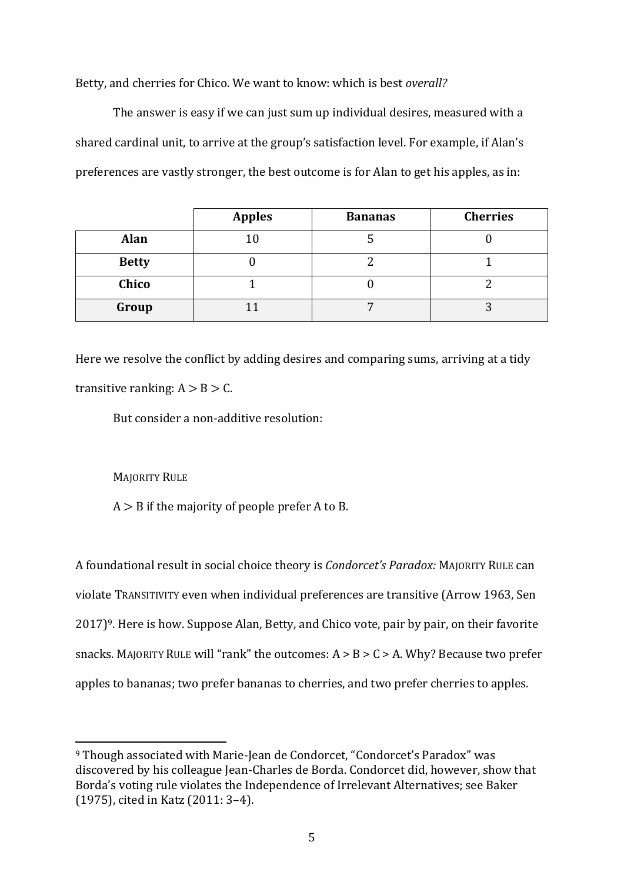Betty, and cherries for Chico. We want to know: which is best *overall?*

The answer is easy if we can just sum up individual desires, measured with a shared cardinal unit, to arrive at the group's satisfaction level. For example, if Alan's preferences are vastly stronger, the best outcome is for Alan to get his apples, as in:

| | **Apples** | **Bananas** | **Cherries** |
|---|---|---|---|
| **Alan** | 10 | 5 | 0 |
| **Betty** | 0 | 2 | 1 |
| **Chico** | 1 | 0 | 2 |
| **Group** | 11 | 7 | 3 |

Here we resolve the conflict by adding desires and comparing sums, arriving at a tidy transitive ranking: $A > B > C$.

But consider a non-additive resolution:

MAJORITY RULE

$A > B$ if the majority of people prefer A to B.

A foundational result in social choice theory is *Condorcet's Paradox:* MAJORITY RULE can violate TRANSITIVITY even when individual preferences are transitive (Arrow 1963, Sen 2017)[9]. Here is how. Suppose Alan, Betty, and Chico vote, pair by pair, on their favorite snacks. MAJORITY RULE will "rank" the outcomes: A > B > C > A. Why? Because two prefer apples to bananas; two prefer bananas to cherries, and two prefer cherries to apples.

[9] Though associated with Marie-Jean de Condorcet, "Condorcet's Paradox" was discovered by his colleague Jean-Charles de Borda. Condorcet did, however, show that Borda's voting rule violates the Independence of Irrelevant Alternatives; see Baker (1975), cited in Katz (2011: 3–4).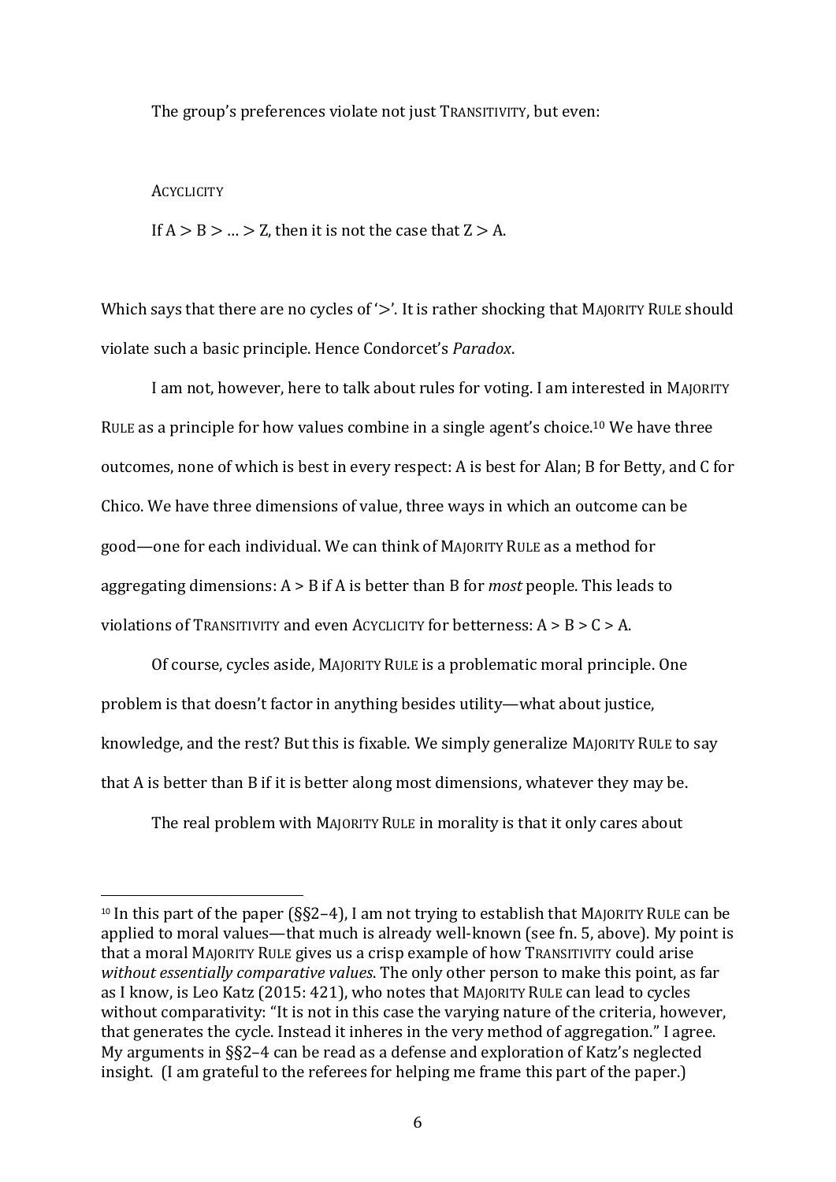The group's preferences violate not just TRANSITIVITY, but even:

ACYCLICITY

If $A > B > \ldots > Z$, then it is not the case that $Z > A$.

Which says that there are no cycles of '>'. It is rather shocking that MAJORITY RULE should violate such a basic principle. Hence Condorcet's *Paradox*.

I am not, however, here to talk about rules for voting. I am interested in MAJORITY RULE as a principle for how values combine in a single agent's choice.[10] We have three outcomes, none of which is best in every respect: A is best for Alan; B for Betty, and C for Chico. We have three dimensions of value, three ways in which an outcome can be good—one for each individual. We can think of MAJORITY RULE as a method for aggregating dimensions: $A > B$ if A is better than B for *most* people. This leads to violations of TRANSITIVITY and even ACYCLICITY for betterness: $A > B > C > A$.

Of course, cycles aside, MAJORITY RULE is a problematic moral principle. One problem is that doesn't factor in anything besides utility—what about justice, knowledge, and the rest? But this is fixable. We simply generalize MAJORITY RULE to say that A is better than B if it is better along most dimensions, whatever they may be.

The real problem with MAJORITY RULE in morality is that it only cares about

---

[10] In this part of the paper (§§2–4), I am not trying to establish that MAJORITY RULE can be applied to moral values—that much is already well-known (see fn. 5, above). My point is that a moral MAJORITY RULE gives us a crisp example of how TRANSITIVITY could arise *without essentially comparative values*. The only other person to make this point, as far as I know, is Leo Katz (2015: 421), who notes that MAJORITY RULE can lead to cycles without comparativity: "It is not in this case the varying nature of the criteria, however, that generates the cycle. Instead it inheres in the very method of aggregation." I agree. My arguments in §§2–4 can be read as a defense and exploration of Katz's neglected insight. (I am grateful to the referees for helping me frame this part of the paper.)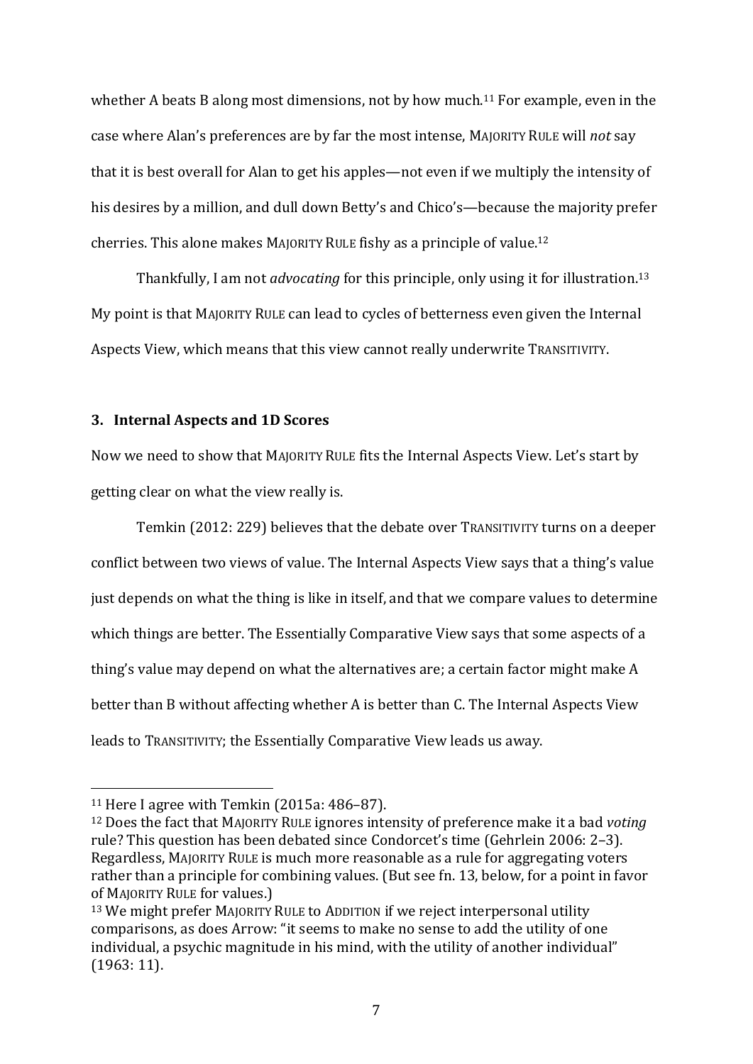whether A beats B along most dimensions, not by how much.[11] For example, even in the case where Alan's preferences are by far the most intense, MAJORITY RULE will *not* say that it is best overall for Alan to get his apples—not even if we multiply the intensity of his desires by a million, and dull down Betty's and Chico's—because the majority prefer cherries. This alone makes MAJORITY RULE fishy as a principle of value.[12]

Thankfully, I am not *advocating* for this principle, only using it for illustration.[13] My point is that MAJORITY RULE can lead to cycles of betterness even given the Internal Aspects View, which means that this view cannot really underwrite TRANSITIVITY.

### 3. Internal Aspects and 1D Scores

Now we need to show that MAJORITY RULE fits the Internal Aspects View. Let's start by getting clear on what the view really is.

Temkin (2012: 229) believes that the debate over TRANSITIVITY turns on a deeper conflict between two views of value. The Internal Aspects View says that a thing's value just depends on what the thing is like in itself, and that we compare values to determine which things are better. The Essentially Comparative View says that some aspects of a thing's value may depend on what the alternatives are; a certain factor might make A better than B without affecting whether A is better than C. The Internal Aspects View leads to TRANSITIVITY; the Essentially Comparative View leads us away.

---

[11] Here I agree with Temkin (2015a: 486–87).

[12] Does the fact that MAJORITY RULE ignores intensity of preference make it a bad *voting* rule? This question has been debated since Condorcet's time (Gehrlein 2006: 2–3). Regardless, MAJORITY RULE is much more reasonable as a rule for aggregating voters rather than a principle for combining values. (But see fn. 13, below, for a point in favor of MAJORITY RULE for values.)

[13] We might prefer MAJORITY RULE to ADDITION if we reject interpersonal utility comparisons, as does Arrow: "it seems to make no sense to add the utility of one individual, a psychic magnitude in his mind, with the utility of another individual" (1963: 11).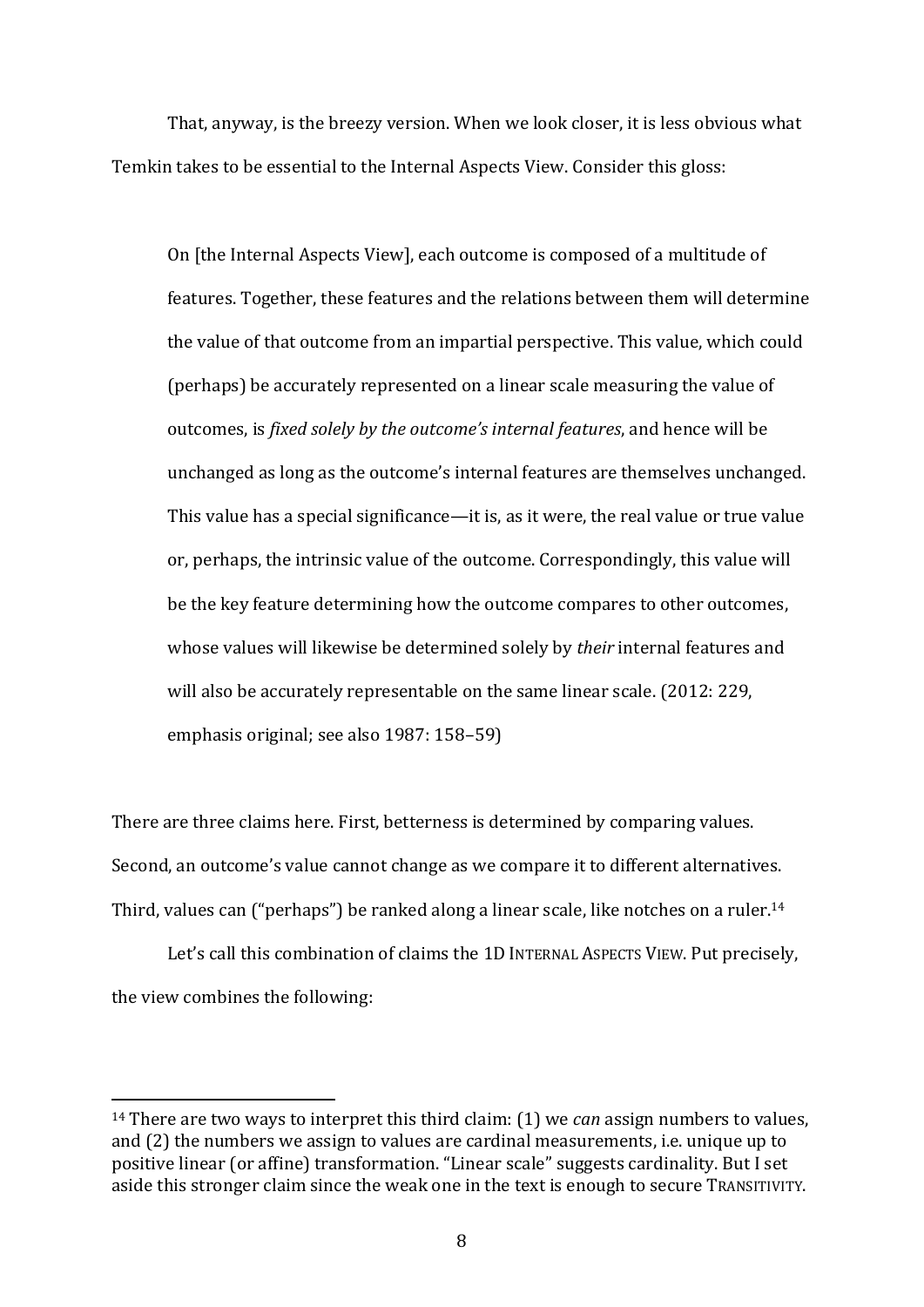That, anyway, is the breezy version. When we look closer, it is less obvious what Temkin takes to be essential to the Internal Aspects View. Consider this gloss:

> On [the Internal Aspects View], each outcome is composed of a multitude of features. Together, these features and the relations between them will determine the value of that outcome from an impartial perspective. This value, which could (perhaps) be accurately represented on a linear scale measuring the value of outcomes, is *fixed solely by the outcome's internal features*, and hence will be unchanged as long as the outcome's internal features are themselves unchanged. This value has a special significance—it is, as it were, the real value or true value or, perhaps, the intrinsic value of the outcome. Correspondingly, this value will be the key feature determining how the outcome compares to other outcomes, whose values will likewise be determined solely by *their* internal features and will also be accurately representable on the same linear scale. (2012: 229, emphasis original; see also 1987: 158–59)

There are three claims here. First, betterness is determined by comparing values. Second, an outcome's value cannot change as we compare it to different alternatives. Third, values can ("perhaps") be ranked along a linear scale, like notches on a ruler.[14]

Let's call this combination of claims the 1D INTERNAL ASPECTS VIEW. Put precisely, the view combines the following:

[14] There are two ways to interpret this third claim: (1) we *can* assign numbers to values, and (2) the numbers we assign to values are cardinal measurements, i.e. unique up to positive linear (or affine) transformation. "Linear scale" suggests cardinality. But I set aside this stronger claim since the weak one in the text is enough to secure TRANSITIVITY.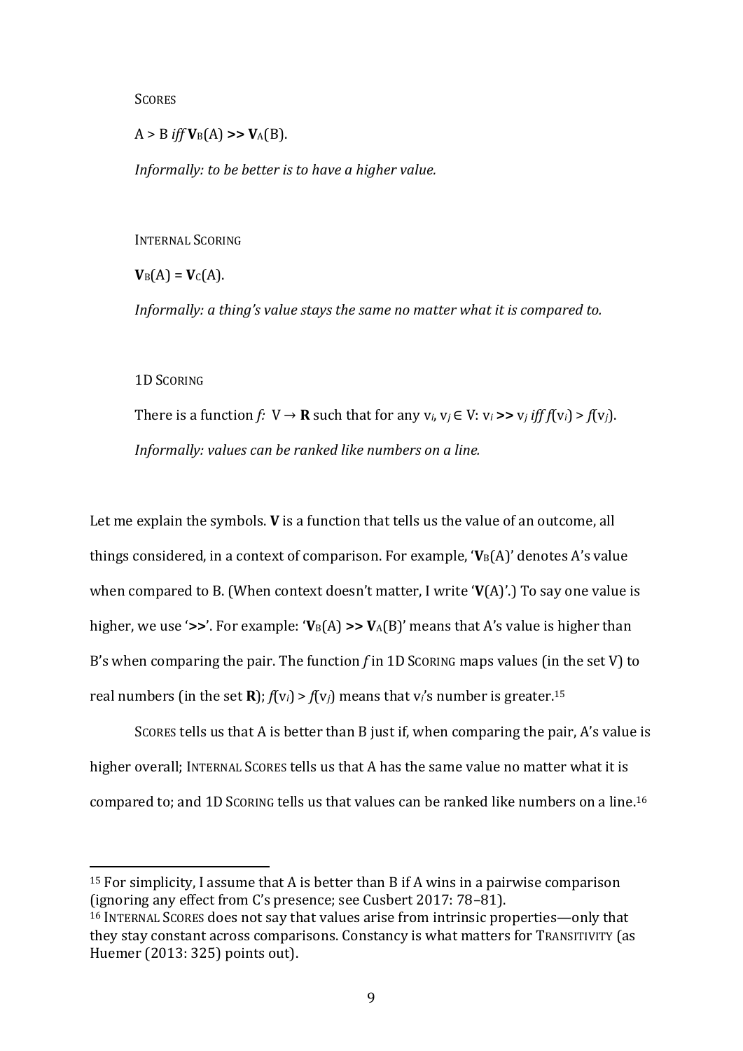SCORES

$A > B$ *iff* $\mathbf{V}_B(A) \gg \mathbf{V}_A(B)$.

*Informally: to be better is to have a higher value.*

INTERNAL SCORING

$\mathbf{V}_B(A) = \mathbf{V}_C(A)$.

*Informally: a thing's value stays the same no matter what it is compared to.*

1D SCORING

There is a function $f\colon V \rightarrow \mathbf{R}$ such that for any $v_i, v_j \in V$: $v_i \gg v_j$ *iff* $f(v_i) > f(v_j)$.

*Informally: values can be ranked like numbers on a line.*

Let me explain the symbols. **V** is a function that tells us the value of an outcome, all things considered, in a context of comparison. For example, '$\mathbf{V}_B(A)$' denotes A's value when compared to B. (When context doesn't matter, I write '$\mathbf{V}(A)$'.) To say one value is higher, we use '$\gg$'. For example: '$\mathbf{V}_B(A) \gg \mathbf{V}_A(B)$' means that A's value is higher than B's when comparing the pair. The function $f$ in 1D SCORING maps values (in the set V) to real numbers (in the set **R**); $f(v_i) > f(v_j)$ means that $v_i$'s number is greater.[15]

SCORES tells us that A is better than B just if, when comparing the pair, A's value is higher overall; INTERNAL SCORES tells us that A has the same value no matter what it is compared to; and 1D SCORING tells us that values can be ranked like numbers on a line.[16]

---

[15] For simplicity, I assume that A is better than B if A wins in a pairwise comparison (ignoring any effect from C's presence; see Cusbert 2017: 78–81).

[16] INTERNAL SCORES does not say that values arise from intrinsic properties—only that they stay constant across comparisons. Constancy is what matters for TRANSITIVITY (as Huemer (2013: 325) points out).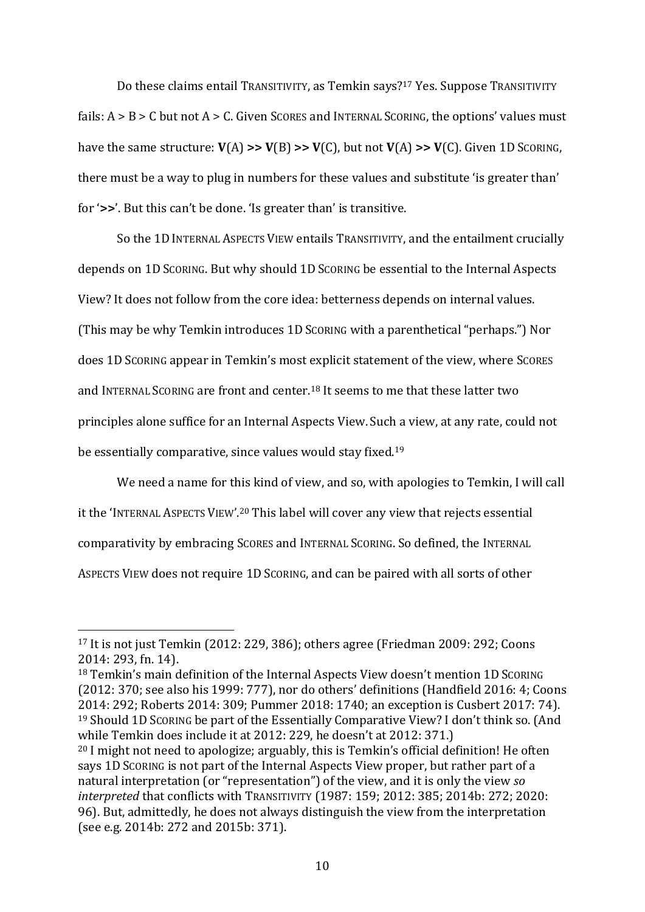Do these claims entail TRANSITIVITY, as Temkin says?[17] Yes. Suppose TRANSITIVITY fails: A > B > C but not A > C. Given SCORES and INTERNAL SCORING, the options' values must have the same structure: **V**(A) **>>** **V**(B) **>>** **V**(C), but not **V**(A) **>>** **V**(C). Given 1D SCORING, there must be a way to plug in numbers for these values and substitute 'is greater than' for '**>>**'. But this can't be done. 'Is greater than' is transitive.

So the 1D INTERNAL ASPECTS VIEW entails TRANSITIVITY, and the entailment crucially depends on 1D SCORING. But why should 1D SCORING be essential to the Internal Aspects View? It does not follow from the core idea: betterness depends on internal values. (This may be why Temkin introduces 1D SCORING with a parenthetical "perhaps.") Nor does 1D SCORING appear in Temkin's most explicit statement of the view, where SCORES and INTERNAL SCORING are front and center.[18] It seems to me that these latter two principles alone suffice for an Internal Aspects View. Such a view, at any rate, could not be essentially comparative, since values would stay fixed.[19]

We need a name for this kind of view, and so, with apologies to Temkin, I will call it the 'INTERNAL ASPECTS VIEW'.[20] This label will cover any view that rejects essential comparativity by embracing SCORES and INTERNAL SCORING. So defined, the INTERNAL ASPECTS VIEW does not require 1D SCORING, and can be paired with all sorts of other

---

[17] It is not just Temkin (2012: 229, 386); others agree (Friedman 2009: 292; Coons 2014: 293, fn. 14).

[18] Temkin's main definition of the Internal Aspects View doesn't mention 1D SCORING (2012: 370; see also his 1999: 777), nor do others' definitions (Handfield 2016: 4; Coons 2014: 292; Roberts 2014: 309; Pummer 2018: 1740; an exception is Cusbert 2017: 74).

[19] Should 1D SCORING be part of the Essentially Comparative View? I don't think so. (And while Temkin does include it at 2012: 229, he doesn't at 2012: 371.)

[20] I might not need to apologize; arguably, this is Temkin's official definition! He often says 1D SCORING is not part of the Internal Aspects View proper, but rather part of a natural interpretation (or "representation") of the view, and it is only the view *so interpreted* that conflicts with TRANSITIVITY (1987: 159; 2012: 385; 2014b: 272; 2020: 96). But, admittedly, he does not always distinguish the view from the interpretation (see e.g. 2014b: 272 and 2015b: 371).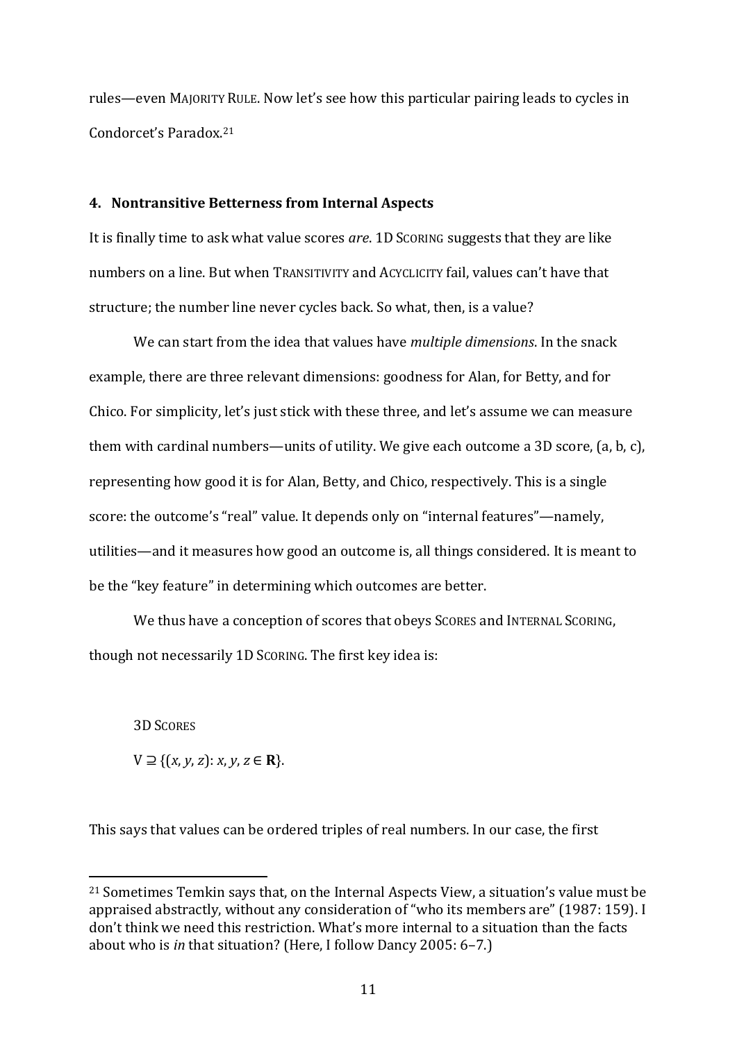rules—even MAJORITY RULE. Now let's see how this particular pairing leads to cycles in Condorcet's Paradox.[21]

## 4. Nontransitive Betterness from Internal Aspects

It is finally time to ask what value scores *are*. 1D SCORING suggests that they are like numbers on a line. But when TRANSITIVITY and ACYCLICITY fail, values can't have that structure; the number line never cycles back. So what, then, is a value?

We can start from the idea that values have *multiple dimensions*. In the snack example, there are three relevant dimensions: goodness for Alan, for Betty, and for Chico. For simplicity, let's just stick with these three, and let's assume we can measure them with cardinal numbers—units of utility. We give each outcome a 3D score, (a, b, c), representing how good it is for Alan, Betty, and Chico, respectively. This is a single score: the outcome's "real" value. It depends only on "internal features"—namely, utilities—and it measures how good an outcome is, all things considered. It is meant to be the "key feature" in determining which outcomes are better.

We thus have a conception of scores that obeys SCORES and INTERNAL SCORING, though not necessarily 1D SCORING. The first key idea is:

3D SCORES

$V \supseteq \{(x, y, z): x, y, z \in \mathbf{R}\}$.

This says that values can be ordered triples of real numbers. In our case, the first

[21] Sometimes Temkin says that, on the Internal Aspects View, a situation's value must be appraised abstractly, without any consideration of "who its members are" (1987: 159). I don't think we need this restriction. What's more internal to a situation than the facts about who is *in* that situation? (Here, I follow Dancy 2005: 6–7.)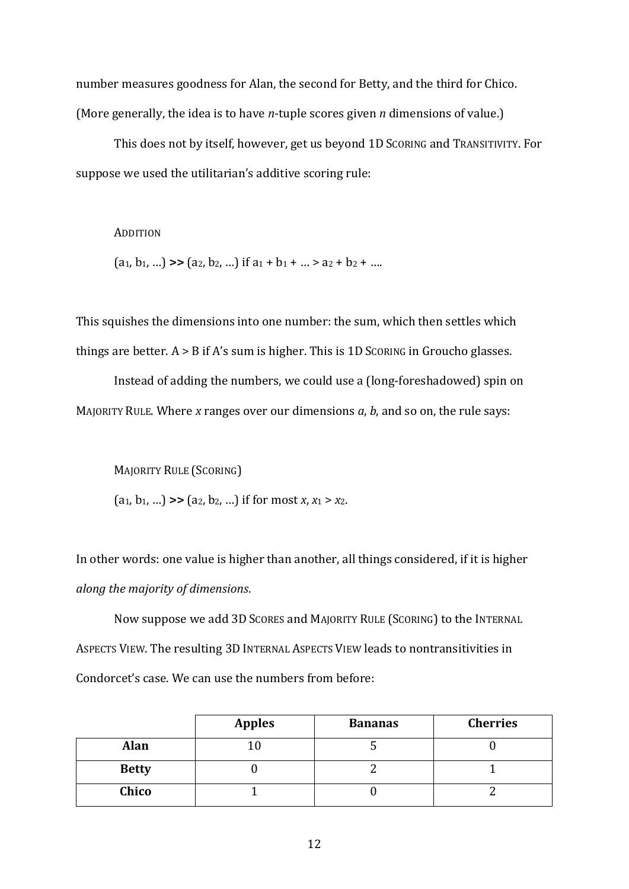number measures goodness for Alan, the second for Betty, and the third for Chico. (More generally, the idea is to have *n*-tuple scores given *n* dimensions of value.)

This does not by itself, however, get us beyond 1D SCORING and TRANSITIVITY. For suppose we used the utilitarian's additive scoring rule:

ADDITION

$(a_1, b_1, \ldots)$ **>>** $(a_2, b_2, \ldots)$ if $a_1 + b_1 + \ldots > a_2 + b_2 + \ldots$.

This squishes the dimensions into one number: the sum, which then settles which things are better. A > B if A's sum is higher. This is 1D SCORING in Groucho glasses.

Instead of adding the numbers, we could use a (long-foreshadowed) spin on MAJORITY RULE. Where *x* ranges over our dimensions *a*, *b*, and so on, the rule says:

MAJORITY RULE (SCORING)

$(a_1, b_1, \ldots)$ **>>** $(a_2, b_2, \ldots)$ if for most $x$, $x_1 > x_2$.

In other words: one value is higher than another, all things considered, if it is higher *along the majority of dimensions*.

Now suppose we add 3D SCORES and MAJORITY RULE (SCORING) to the INTERNAL ASPECTS VIEW. The resulting 3D INTERNAL ASPECTS VIEW leads to nontransitivities in Condorcet's case. We can use the numbers from before:

| | **Apples** | **Bananas** | **Cherries** |
|---|---|---|---|
| **Alan** | 10 | 5 | 0 |
| **Betty** | 0 | 2 | 1 |
| **Chico** | 1 | 0 | 2 |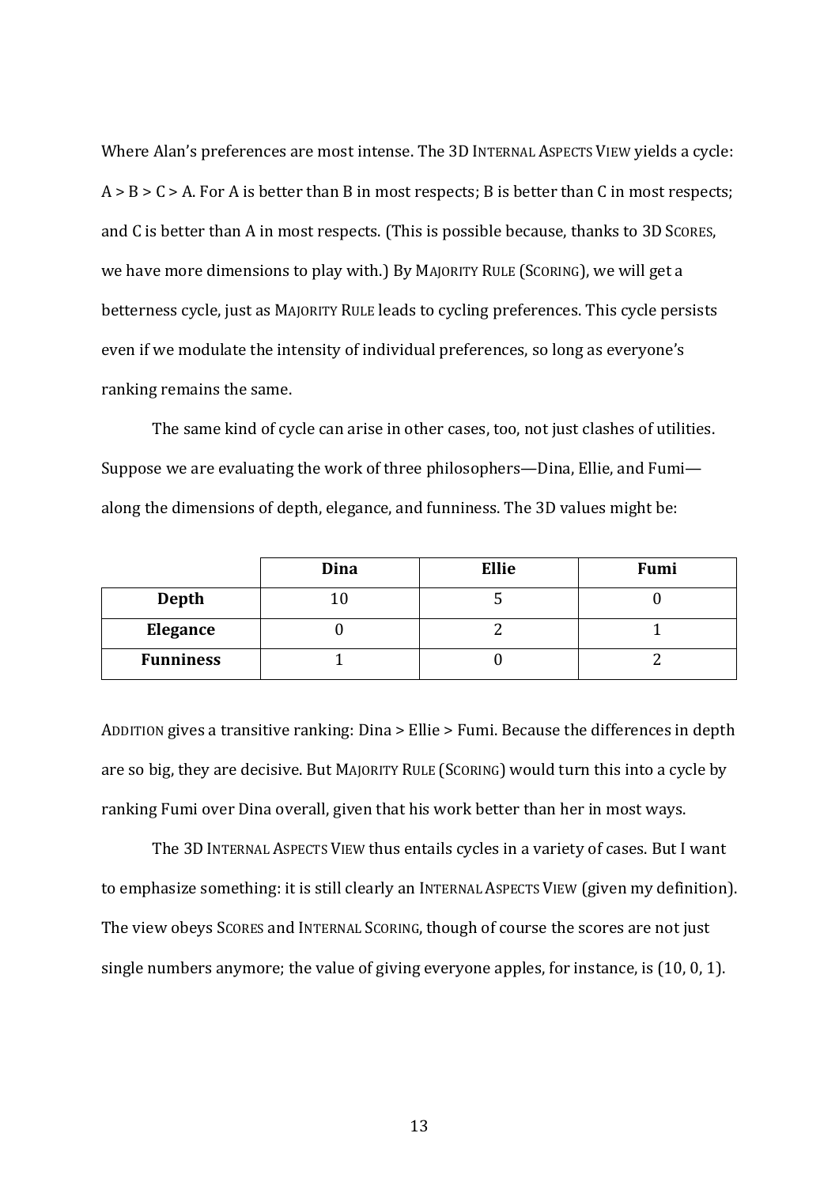Where Alan's preferences are most intense. The 3D INTERNAL ASPECTS VIEW yields a cycle: A > B > C > A. For A is better than B in most respects; B is better than C in most respects; and C is better than A in most respects. (This is possible because, thanks to 3D SCORES, we have more dimensions to play with.) By MAJORITY RULE (SCORING), we will get a betterness cycle, just as MAJORITY RULE leads to cycling preferences. This cycle persists even if we modulate the intensity of individual preferences, so long as everyone's ranking remains the same.

The same kind of cycle can arise in other cases, too, not just clashes of utilities. Suppose we are evaluating the work of three philosophers—Dina, Ellie, and Fumi—along the dimensions of depth, elegance, and funniness. The 3D values might be:

| | **Dina** | **Ellie** | **Fumi** |
|---|---|---|---|
| **Depth** | 10 | 5 | 0 |
| **Elegance** | 0 | 2 | 1 |
| **Funniness** | 1 | 0 | 2 |

ADDITION gives a transitive ranking: Dina > Ellie > Fumi. Because the differences in depth are so big, they are decisive. But MAJORITY RULE (SCORING) would turn this into a cycle by ranking Fumi over Dina overall, given that his work better than her in most ways.

The 3D INTERNAL ASPECTS VIEW thus entails cycles in a variety of cases. But I want to emphasize something: it is still clearly an INTERNAL ASPECTS VIEW (given my definition). The view obeys SCORES and INTERNAL SCORING, though of course the scores are not just single numbers anymore; the value of giving everyone apples, for instance, is (10, 0, 1).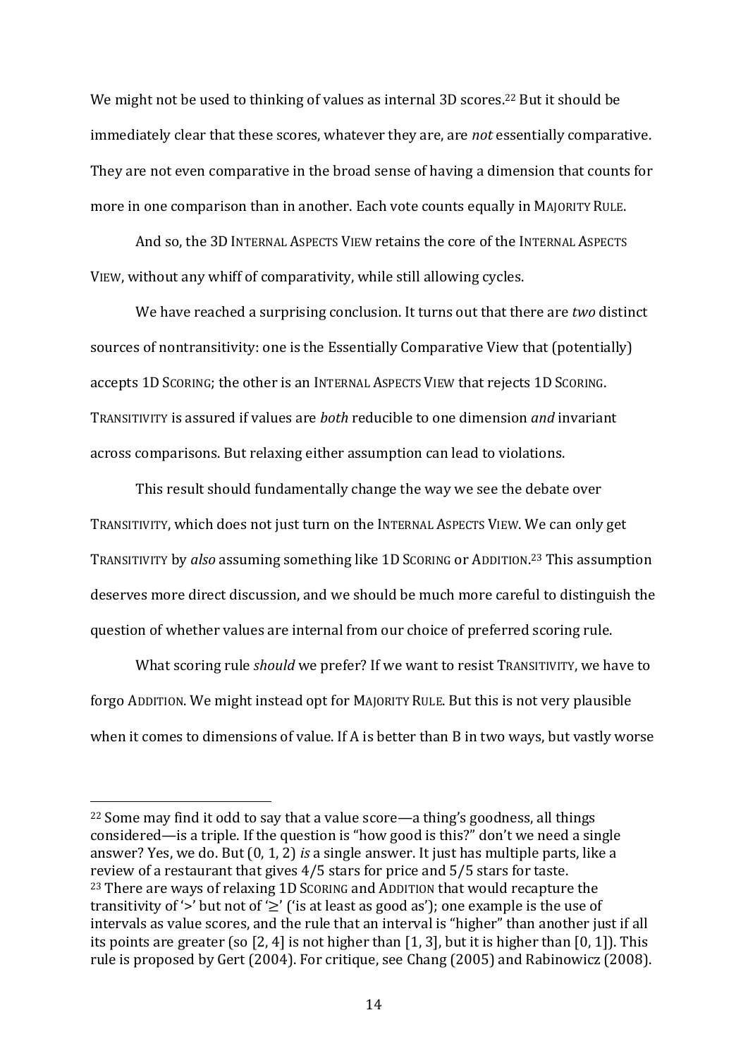We might not be used to thinking of values as internal 3D scores.[22] But it should be immediately clear that these scores, whatever they are, are *not* essentially comparative. They are not even comparative in the broad sense of having a dimension that counts for more in one comparison than in another. Each vote counts equally in MAJORITY RULE.

And so, the 3D INTERNAL ASPECTS VIEW retains the core of the INTERNAL ASPECTS VIEW, without any whiff of comparativity, while still allowing cycles.

We have reached a surprising conclusion. It turns out that there are *two* distinct sources of nontransitivity: one is the Essentially Comparative View that (potentially) accepts 1D SCORING; the other is an INTERNAL ASPECTS VIEW that rejects 1D SCORING. TRANSITIVITY is assured if values are *both* reducible to one dimension *and* invariant across comparisons. But relaxing either assumption can lead to violations.

This result should fundamentally change the way we see the debate over TRANSITIVITY, which does not just turn on the INTERNAL ASPECTS VIEW. We can only get TRANSITIVITY by *also* assuming something like 1D SCORING or ADDITION.[23] This assumption deserves more direct discussion, and we should be much more careful to distinguish the question of whether values are internal from our choice of preferred scoring rule.

What scoring rule *should* we prefer? If we want to resist TRANSITIVITY, we have to forgo ADDITION. We might instead opt for MAJORITY RULE. But this is not very plausible when it comes to dimensions of value. If A is better than B in two ways, but vastly worse

---

[22] Some may find it odd to say that a value score—a thing's goodness, all things considered—is a triple. If the question is "how good is this?" don't we need a single answer? Yes, we do. But (0, 1, 2) *is* a single answer. It just has multiple parts, like a review of a restaurant that gives 4/5 stars for price and 5/5 stars for taste.

[23] There are ways of relaxing 1D SCORING and ADDITION that would recapture the transitivity of '>' but not of '≥' ('is at least as good as'); one example is the use of intervals as value scores, and the rule that an interval is "higher" than another just if all its points are greater (so [2, 4] is not higher than [1, 3], but it is higher than [0, 1]). This rule is proposed by Gert (2004). For critique, see Chang (2005) and Rabinowicz (2008).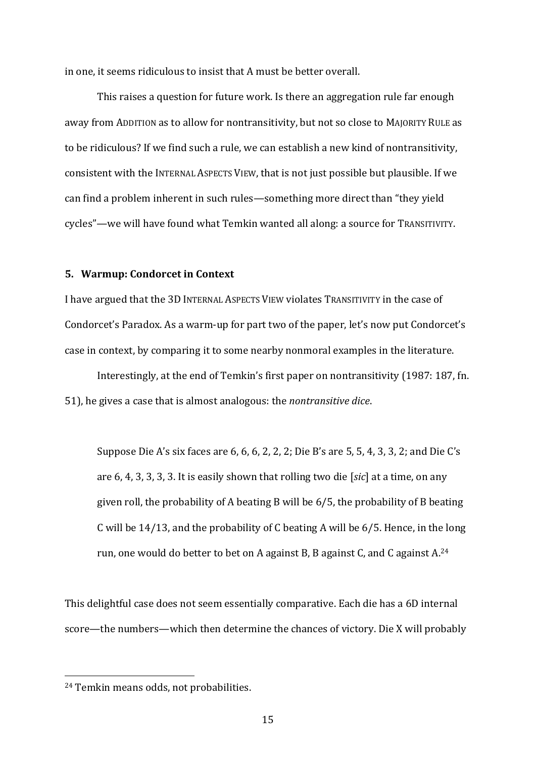in one, it seems ridiculous to insist that A must be better overall.

This raises a question for future work. Is there an aggregation rule far enough away from ADDITION as to allow for nontransitivity, but not so close to MAJORITY RULE as to be ridiculous? If we find such a rule, we can establish a new kind of nontransitivity, consistent with the INTERNAL ASPECTS VIEW, that is not just possible but plausible. If we can find a problem inherent in such rules—something more direct than "they yield cycles"—we will have found what Temkin wanted all along: a source for TRANSITIVITY.

## 5. Warmup: Condorcet in Context

I have argued that the 3D INTERNAL ASPECTS VIEW violates TRANSITIVITY in the case of Condorcet's Paradox. As a warm-up for part two of the paper, let's now put Condorcet's case in context, by comparing it to some nearby nonmoral examples in the literature.

Interestingly, at the end of Temkin's first paper on nontransitivity (1987: 187, fn. 51), he gives a case that is almost analogous: the *nontransitive dice*.

> Suppose Die A's six faces are 6, 6, 6, 2, 2, 2; Die B's are 5, 5, 4, 3, 3, 2; and Die C's are 6, 4, 3, 3, 3, 3. It is easily shown that rolling two die [*sic*] at a time, on any given roll, the probability of A beating B will be 6/5, the probability of B beating C will be 14/13, and the probability of C beating A will be 6/5. Hence, in the long run, one would do better to bet on A against B, B against C, and C against A.[24]

This delightful case does not seem essentially comparative. Each die has a 6D internal score—the numbers—which then determine the chances of victory. Die X will probably

[24] Temkin means odds, not probabilities.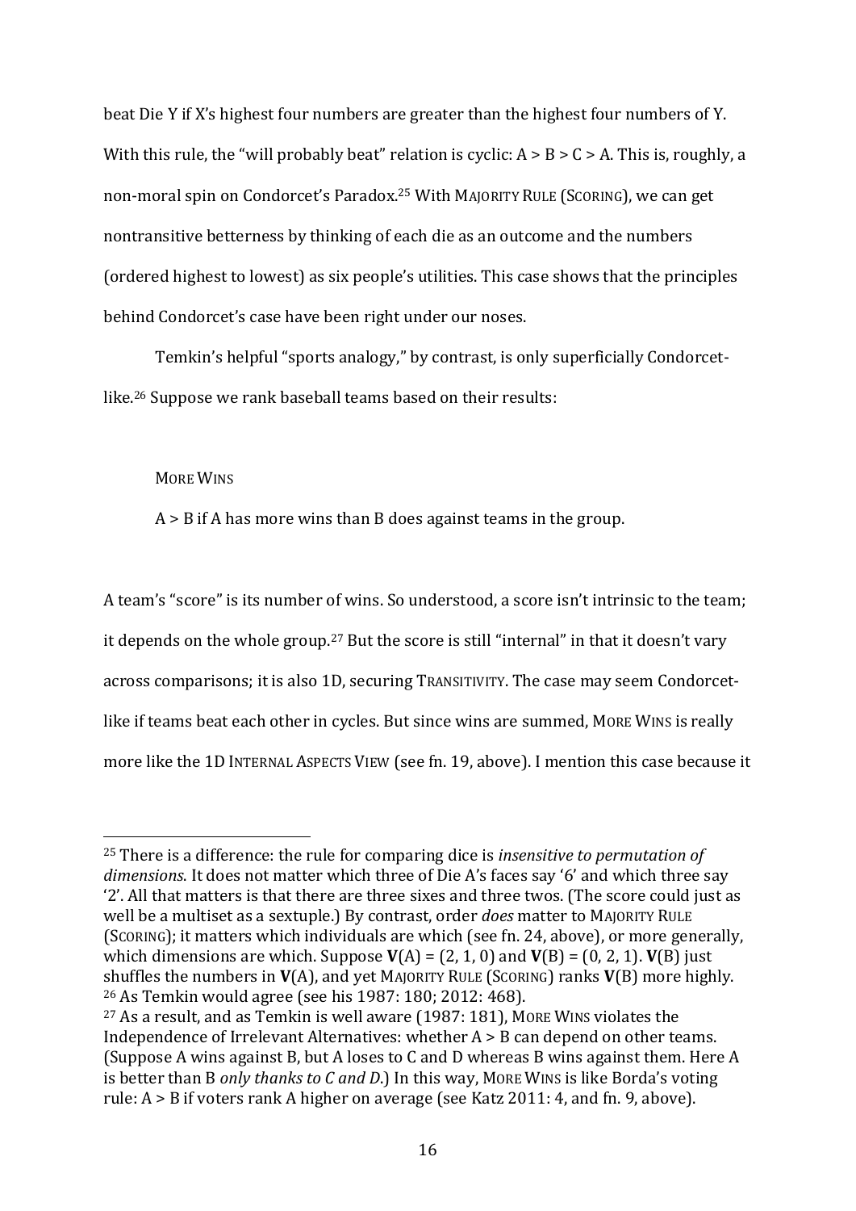beat Die Y if X's highest four numbers are greater than the highest four numbers of Y. With this rule, the "will probably beat" relation is cyclic: A > B > C > A. This is, roughly, a non-moral spin on Condorcet's Paradox.[25] With MAJORITY RULE (SCORING), we can get nontransitive betterness by thinking of each die as an outcome and the numbers (ordered highest to lowest) as six people's utilities. This case shows that the principles behind Condorcet's case have been right under our noses.

Temkin's helpful "sports analogy," by contrast, is only superficially Condorcet-like.[26] Suppose we rank baseball teams based on their results:

MORE WINS

A > B if A has more wins than B does against teams in the group.

A team's "score" is its number of wins. So understood, a score isn't intrinsic to the team; it depends on the whole group.[27] But the score is still "internal" in that it doesn't vary across comparisons; it is also 1D, securing TRANSITIVITY. The case may seem Condorcet-like if teams beat each other in cycles. But since wins are summed, MORE WINS is really more like the 1D INTERNAL ASPECTS VIEW (see fn. 19, above). I mention this case because it

---

[25] There is a difference: the rule for comparing dice is *insensitive to permutation of dimensions*. It does not matter which three of Die A's faces say '6' and which three say '2'. All that matters is that there are three sixes and three twos. (The score could just as well be a multiset as a sextuple.) By contrast, order *does* matter to MAJORITY RULE (SCORING); it matters which individuals are which (see fn. 24, above), or more generally, which dimensions are which. Suppose $\mathbf{V}(A) = (2, 1, 0)$ and $\mathbf{V}(B) = (0, 2, 1)$. $\mathbf{V}(B)$ just shuffles the numbers in $\mathbf{V}(A)$, and yet MAJORITY RULE (SCORING) ranks $\mathbf{V}(B)$ more highly.

[26] As Temkin would agree (see his 1987: 180; 2012: 468).

[27] As a result, and as Temkin is well aware (1987: 181), MORE WINS violates the Independence of Irrelevant Alternatives: whether A > B can depend on other teams. (Suppose A wins against B, but A loses to C and D whereas B wins against them. Here A is better than B *only thanks to C and D*.) In this way, MORE WINS is like Borda's voting rule: A > B if voters rank A higher on average (see Katz 2011: 4, and fn. 9, above).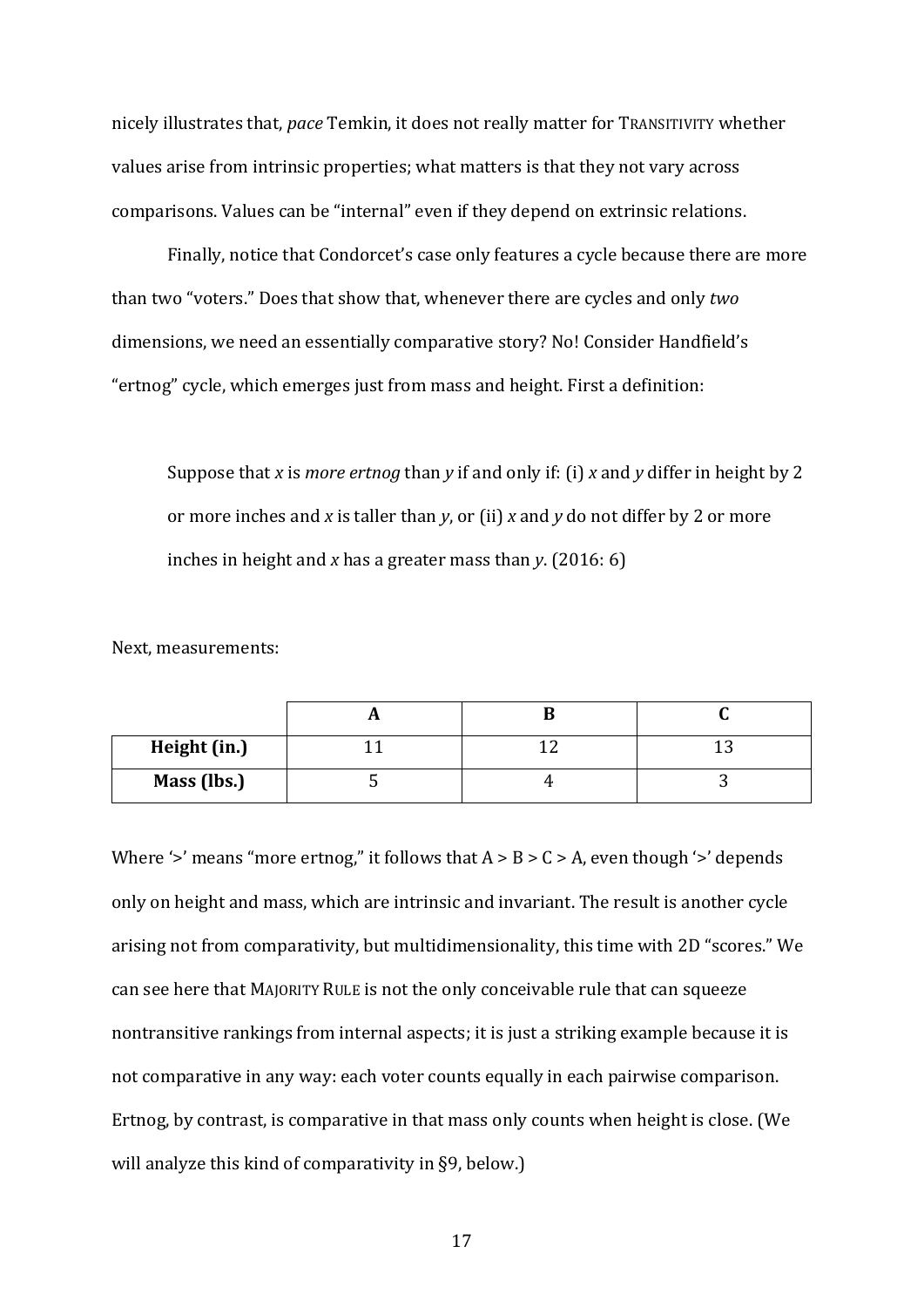nicely illustrates that, *pace* Temkin, it does not really matter for TRANSITIVITY whether values arise from intrinsic properties; what matters is that they not vary across comparisons. Values can be "internal" even if they depend on extrinsic relations.

Finally, notice that Condorcet's case only features a cycle because there are more than two "voters." Does that show that, whenever there are cycles and only *two* dimensions, we need an essentially comparative story? No! Consider Handfield's "ertnog" cycle, which emerges just from mass and height. First a definition:

> Suppose that *x* is *more ertnog* than *y* if and only if: (i) *x* and *y* differ in height by 2 or more inches and *x* is taller than *y*, or (ii) *x* and *y* do not differ by 2 or more inches in height and *x* has a greater mass than *y*. (2016: 6)

Next, measurements:

| | A | B | C |
|---|---|---|---|
| **Height (in.)** | 11 | 12 | 13 |
| **Mass (lbs.)** | 5 | 4 | 3 |

Where '>' means "more ertnog," it follows that A > B > C > A, even though '>' depends only on height and mass, which are intrinsic and invariant. The result is another cycle arising not from comparativity, but multidimensionality, this time with 2D "scores." We can see here that MAJORITY RULE is not the only conceivable rule that can squeeze nontransitive rankings from internal aspects; it is just a striking example because it is not comparative in any way: each voter counts equally in each pairwise comparison. Ertnog, by contrast, is comparative in that mass only counts when height is close. (We will analyze this kind of comparativity in §9, below.)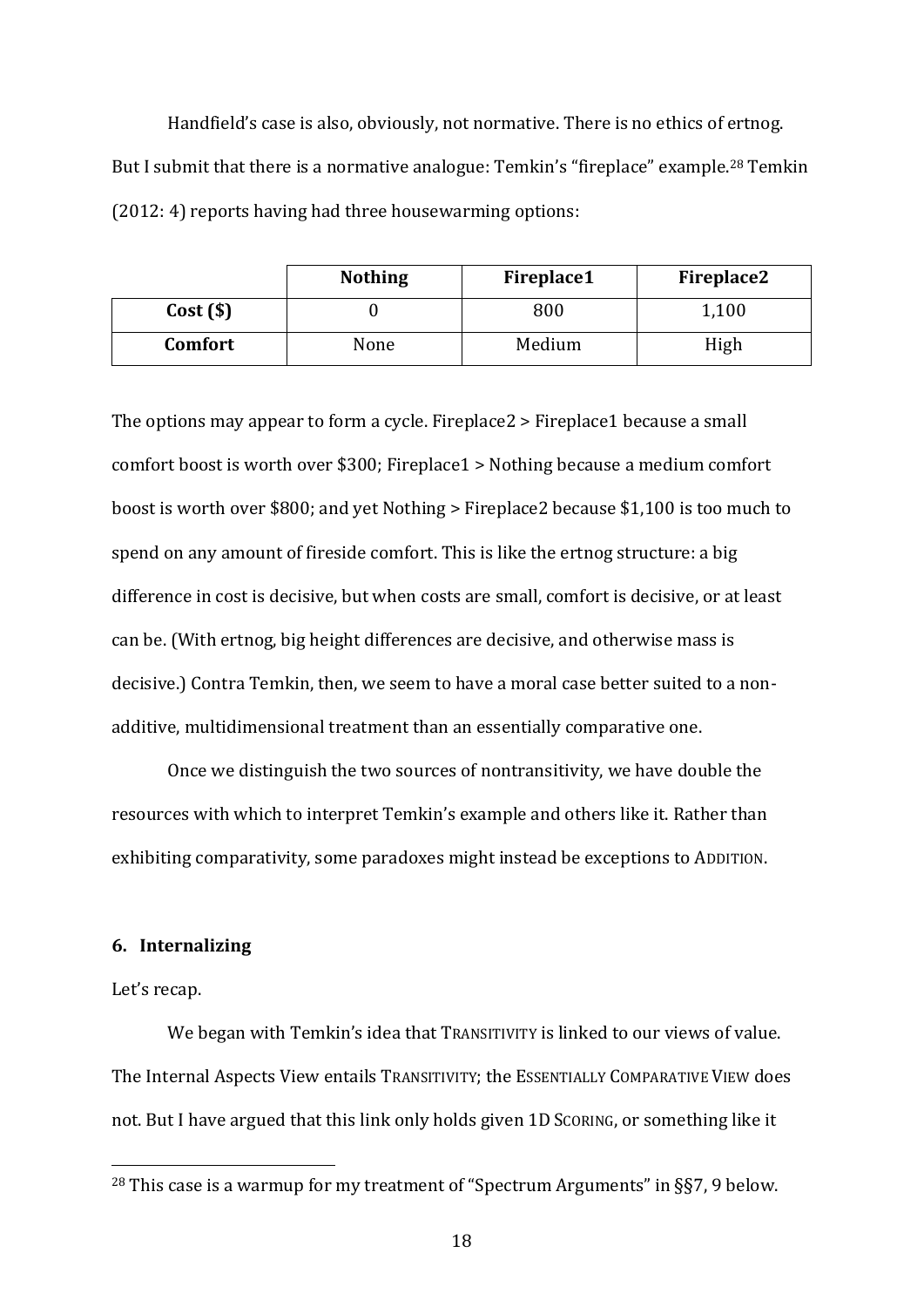Handfield's case is also, obviously, not normative. There is no ethics of ertnog. But I submit that there is a normative analogue: Temkin's "fireplace" example.[28] Temkin (2012: 4) reports having had three housewarming options:

| | **Nothing** | **Fireplace1** | **Fireplace2** |
|---|---|---|---|
| **Cost ($)** | 0 | 800 | 1,100 |
| **Comfort** | None | Medium | High |

The options may appear to form a cycle. Fireplace2 > Fireplace1 because a small comfort boost is worth over $300; Fireplace1 > Nothing because a medium comfort boost is worth over $800; and yet Nothing > Fireplace2 because $1,100 is too much to spend on any amount of fireside comfort. This is like the ertnog structure: a big difference in cost is decisive, but when costs are small, comfort is decisive, or at least can be. (With ertnog, big height differences are decisive, and otherwise mass is decisive.) Contra Temkin, then, we seem to have a moral case better suited to a non-additive, multidimensional treatment than an essentially comparative one.

Once we distinguish the two sources of nontransitivity, we have double the resources with which to interpret Temkin's example and others like it. Rather than exhibiting comparativity, some paradoxes might instead be exceptions to ADDITION.

## 6. Internalizing

Let's recap.

We began with Temkin's idea that TRANSITIVITY is linked to our views of value. The Internal Aspects View entails TRANSITIVITY; the ESSENTIALLY COMPARATIVE VIEW does not. But I have argued that this link only holds given 1D SCORING, or something like it

[28] This case is a warmup for my treatment of "Spectrum Arguments" in §§7, 9 below.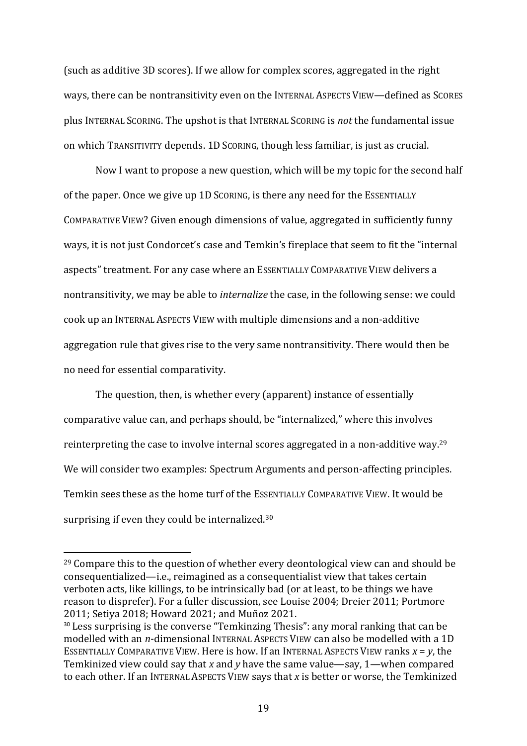(such as additive 3D scores). If we allow for complex scores, aggregated in the right ways, there can be nontransitivity even on the INTERNAL ASPECTS VIEW—defined as SCORES plus INTERNAL SCORING. The upshot is that INTERNAL SCORING is *not* the fundamental issue on which TRANSITIVITY depends. 1D SCORING, though less familiar, is just as crucial.

Now I want to propose a new question, which will be my topic for the second half of the paper. Once we give up 1D SCORING, is there any need for the ESSENTIALLY COMPARATIVE VIEW? Given enough dimensions of value, aggregated in sufficiently funny ways, it is not just Condorcet's case and Temkin's fireplace that seem to fit the "internal aspects" treatment. For any case where an ESSENTIALLY COMPARATIVE VIEW delivers a nontransitivity, we may be able to *internalize* the case, in the following sense: we could cook up an INTERNAL ASPECTS VIEW with multiple dimensions and a non-additive aggregation rule that gives rise to the very same nontransitivity. There would then be no need for essential comparativity.

The question, then, is whether every (apparent) instance of essentially comparative value can, and perhaps should, be "internalized," where this involves reinterpreting the case to involve internal scores aggregated in a non-additive way.[29] We will consider two examples: Spectrum Arguments and person-affecting principles. Temkin sees these as the home turf of the ESSENTIALLY COMPARATIVE VIEW. It would be surprising if even they could be internalized.[30]

---

[29] Compare this to the question of whether every deontological view can and should be consequentialized—i.e., reimagined as a consequentialist view that takes certain verboten acts, like killings, to be intrinsically bad (or at least, to be things we have reason to disprefer). For a fuller discussion, see Louise 2004; Dreier 2011; Portmore 2011; Setiya 2018; Howard 2021; and Muñoz 2021.

[30] Less surprising is the converse "Temkinzing Thesis": any moral ranking that can be modelled with an $n$-dimensional INTERNAL ASPECTS VIEW can also be modelled with a 1D ESSENTIALLY COMPARATIVE VIEW. Here is how. If an INTERNAL ASPECTS VIEW ranks $x = y$, the Temkinized view could say that $x$ and $y$ have the same value—say, 1—when compared to each other. If an INTERNAL ASPECTS VIEW says that $x$ is better or worse, the Temkinized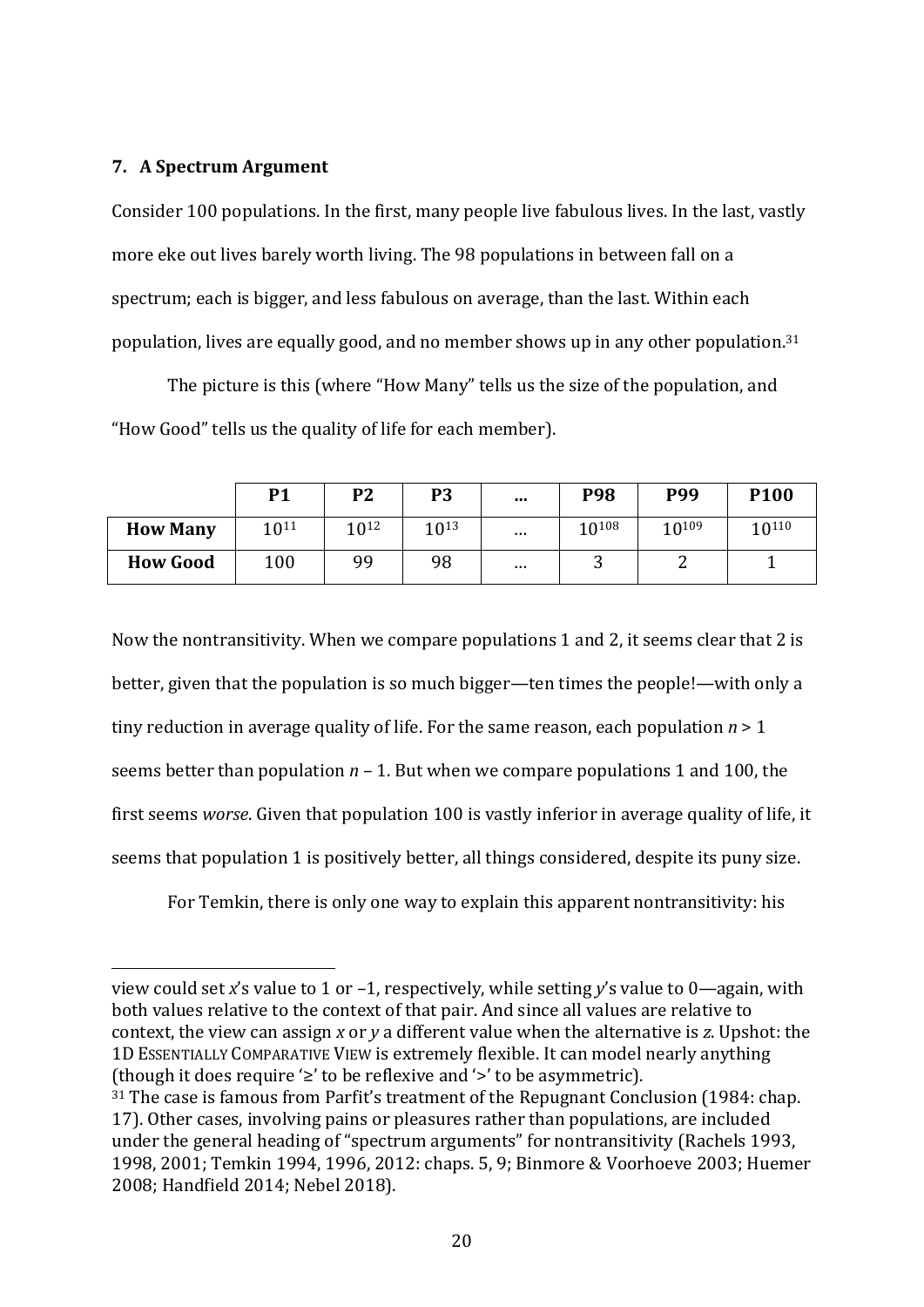## 7. A Spectrum Argument

Consider 100 populations. In the first, many people live fabulous lives. In the last, vastly more eke out lives barely worth living. The 98 populations in between fall on a spectrum; each is bigger, and less fabulous on average, than the last. Within each population, lives are equally good, and no member shows up in any other population.[31]

The picture is this (where "How Many" tells us the size of the population, and "How Good" tells us the quality of life for each member).

| | **P1** | **P2** | **P3** | **…** | **P98** | **P99** | **P100** |
|---|---|---|---|---|---|---|---|
| **How Many** | $10^{11}$ | $10^{12}$ | $10^{13}$ | … | $10^{108}$ | $10^{109}$ | $10^{110}$ |
| **How Good** | 100 | 99 | 98 | … | 3 | 2 | 1 |

Now the nontransitivity. When we compare populations 1 and 2, it seems clear that 2 is better, given that the population is so much bigger—ten times the people!—with only a tiny reduction in average quality of life. For the same reason, each population $n > 1$ seems better than population $n - 1$. But when we compare populations 1 and 100, the first seems *worse*. Given that population 100 is vastly inferior in average quality of life, it seems that population 1 is positively better, all things considered, despite its puny size.

For Temkin, there is only one way to explain this apparent nontransitivity: his

---

view could set $x$'s value to 1 or –1, respectively, while setting $y$'s value to 0—again, with both values relative to the context of that pair. And since all values are relative to context, the view can assign $x$ or $y$ a different value when the alternative is $z$. Upshot: the 1D ESSENTIALLY COMPARATIVE VIEW is extremely flexible. It can model nearly anything (though it does require '≥' to be reflexive and '>' to be asymmetric).

[31] The case is famous from Parfit's treatment of the Repugnant Conclusion (1984: chap. 17). Other cases, involving pains or pleasures rather than populations, are included under the general heading of "spectrum arguments" for nontransitivity (Rachels 1993, 1998, 2001; Temkin 1994, 1996, 2012: chaps. 5, 9; Binmore & Voorhoeve 2003; Huemer 2008; Handfield 2014; Nebel 2018).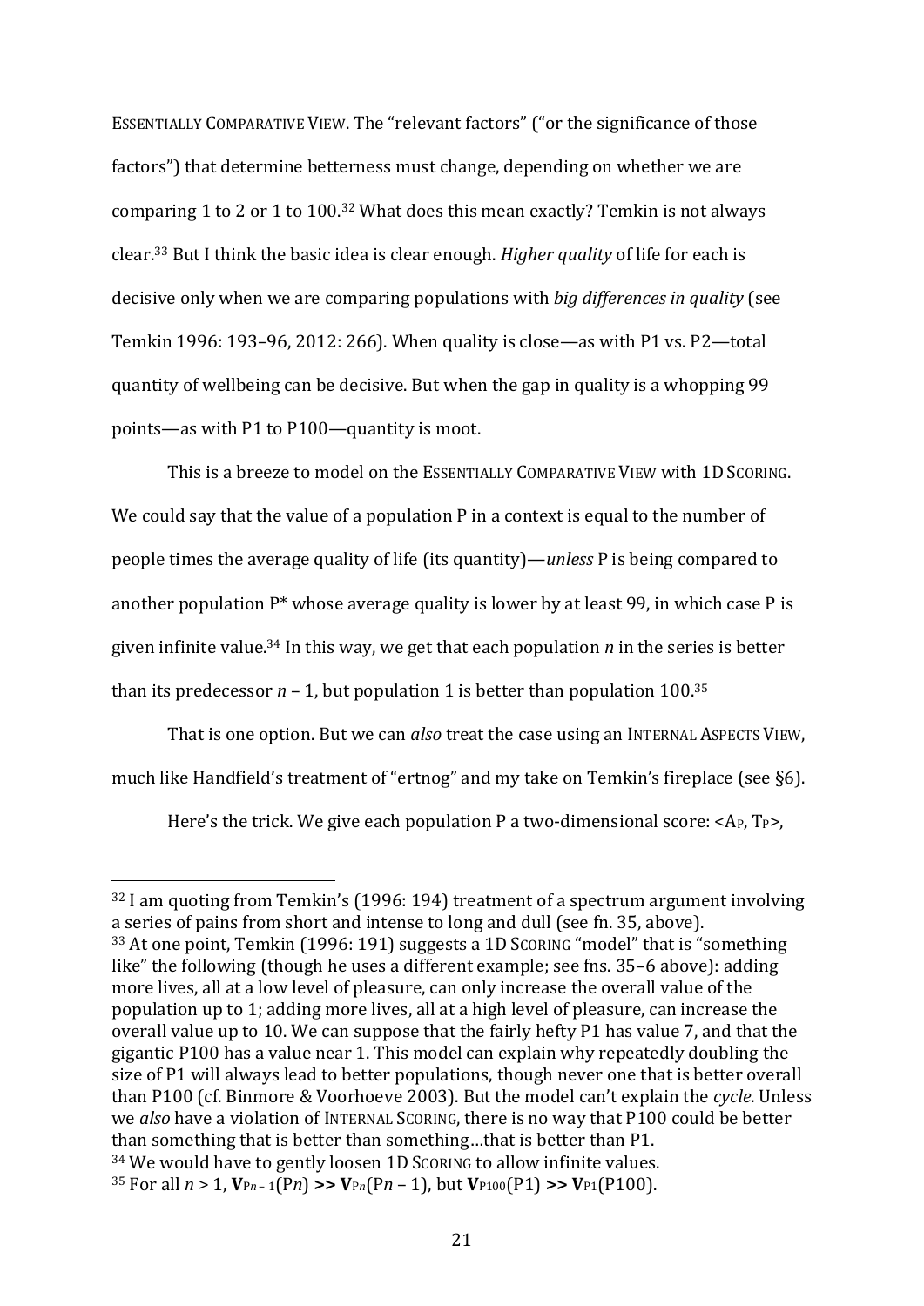ESSENTIALLY COMPARATIVE VIEW. The "relevant factors" ("or the significance of those factors") that determine betterness must change, depending on whether we are comparing 1 to 2 or 1 to 100.[32] What does this mean exactly? Temkin is not always clear.[33] But I think the basic idea is clear enough. *Higher quality* of life for each is decisive only when we are comparing populations with *big differences in quality* (see Temkin 1996: 193–96, 2012: 266). When quality is close—as with P1 vs. P2—total quantity of wellbeing can be decisive. But when the gap in quality is a whopping 99 points—as with P1 to P100—quantity is moot.

This is a breeze to model on the ESSENTIALLY COMPARATIVE VIEW with 1D SCORING. We could say that the value of a population P in a context is equal to the number of people times the average quality of life (its quantity)—*unless* P is being compared to another population P* whose average quality is lower by at least 99, in which case P is given infinite value.[34] In this way, we get that each population $n$ in the series is better than its predecessor $n - 1$, but population 1 is better than population 100.[35]

That is one option. But we can *also* treat the case using an INTERNAL ASPECTS VIEW, much like Handfield's treatment of "ertnog" and my take on Temkin's fireplace (see §6).

Here's the trick. We give each population P a two-dimensional score: $\langle A_P, T_P \rangle$,

---

[32] I am quoting from Temkin's (1996: 194) treatment of a spectrum argument involving a series of pains from short and intense to long and dull (see fn. 35, above).

[33] At one point, Temkin (1996: 191) suggests a 1D SCORING "model" that is "something like" the following (though he uses a different example; see fns. 35–6 above): adding more lives, all at a low level of pleasure, can only increase the overall value of the population up to 1; adding more lives, all at a high level of pleasure, can increase the overall value up to 10. We can suppose that the fairly hefty P1 has value 7, and that the gigantic P100 has a value near 1. This model can explain why repeatedly doubling the size of P1 will always lead to better populations, though never one that is better overall than P100 (cf. Binmore & Voorhoeve 2003). But the model can't explain the *cycle*. Unless we *also* have a violation of INTERNAL SCORING, there is no way that P100 could be better than something that is better than something…that is better than P1.

[34] We would have to gently loosen 1D SCORING to allow infinite values.

[35] For all $n > 1$, $\mathbf{V}_{Pn-1}(Pn) \gg \mathbf{V}_{Pn}(Pn - 1)$, but $\mathbf{V}_{P100}(P1) \gg \mathbf{V}_{P1}(P100)$.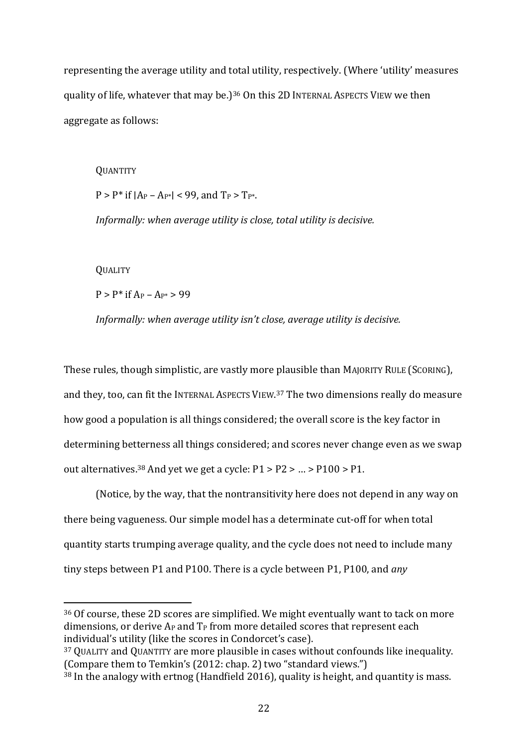representing the average utility and total utility, respectively. (Where 'utility' measures quality of life, whatever that may be.)[36] On this 2D INTERNAL ASPECTS VIEW we then aggregate as follows:

> QUANTITY
>
> $P > P^*$ if $|A_P - A_{P^*}| < 99$, and $T_P > T_{P^*}$.
>
> *Informally: when average utility is close, total utility is decisive.*

> QUALITY
>
> $P > P^*$ if $A_P - A_{P^*} > 99$
>
> *Informally: when average utility isn't close, average utility is decisive.*

These rules, though simplistic, are vastly more plausible than MAJORITY RULE (SCORING), and they, too, can fit the INTERNAL ASPECTS VIEW.[37] The two dimensions really do measure how good a population is all things considered; the overall score is the key factor in determining betterness all things considered; and scores never change even as we swap out alternatives.[38] And yet we get a cycle: P1 > P2 > … > P100 > P1.

(Notice, by the way, that the nontransitivity here does not depend in any way on there being vagueness. Our simple model has a determinate cut-off for when total quantity starts trumping average quality, and the cycle does not need to include many tiny steps between P1 and P100. There is a cycle between P1, P100, and *any*

---

[36] Of course, these 2D scores are simplified. We might eventually want to tack on more dimensions, or derive $A_P$ and $T_P$ from more detailed scores that represent each individual's utility (like the scores in Condorcet's case).

[37] QUALITY and QUANTITY are more plausible in cases without confounds like inequality. (Compare them to Temkin's (2012: chap. 2) two "standard views.")

[38] In the analogy with ertnog (Handfield 2016), quality is height, and quantity is mass.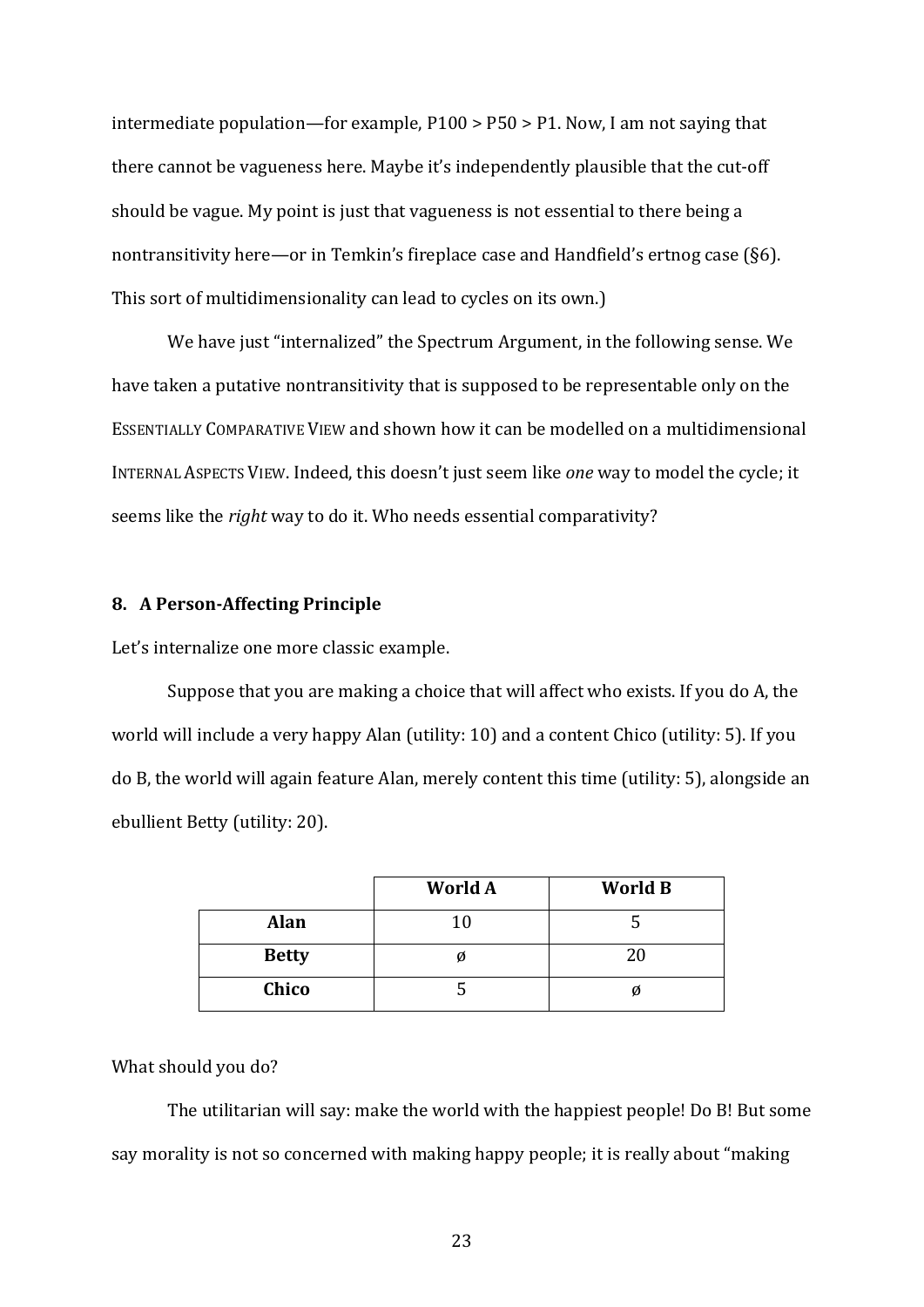intermediate population—for example, P100 > P50 > P1. Now, I am not saying that there cannot be vagueness here. Maybe it's independently plausible that the cut-off should be vague. My point is just that vagueness is not essential to there being a nontransitivity here—or in Temkin's fireplace case and Handfield's ertnog case (§6). This sort of multidimensionality can lead to cycles on its own.)

We have just "internalized" the Spectrum Argument, in the following sense. We have taken a putative nontransitivity that is supposed to be representable only on the ESSENTIALLY COMPARATIVE VIEW and shown how it can be modelled on a multidimensional INTERNAL ASPECTS VIEW. Indeed, this doesn't just seem like *one* way to model the cycle; it seems like the *right* way to do it. Who needs essential comparativity?

## 8. A Person-Affecting Principle

Let's internalize one more classic example.

Suppose that you are making a choice that will affect who exists. If you do A, the world will include a very happy Alan (utility: 10) and a content Chico (utility: 5). If you do B, the world will again feature Alan, merely content this time (utility: 5), alongside an ebullient Betty (utility: 20).

| | **World A** | **World B** |
|---|---|---|
| **Alan** | 10 | 5 |
| **Betty** | ø | 20 |
| **Chico** | 5 | ø |

What should you do?

The utilitarian will say: make the world with the happiest people! Do B! But some say morality is not so concerned with making happy people; it is really about "making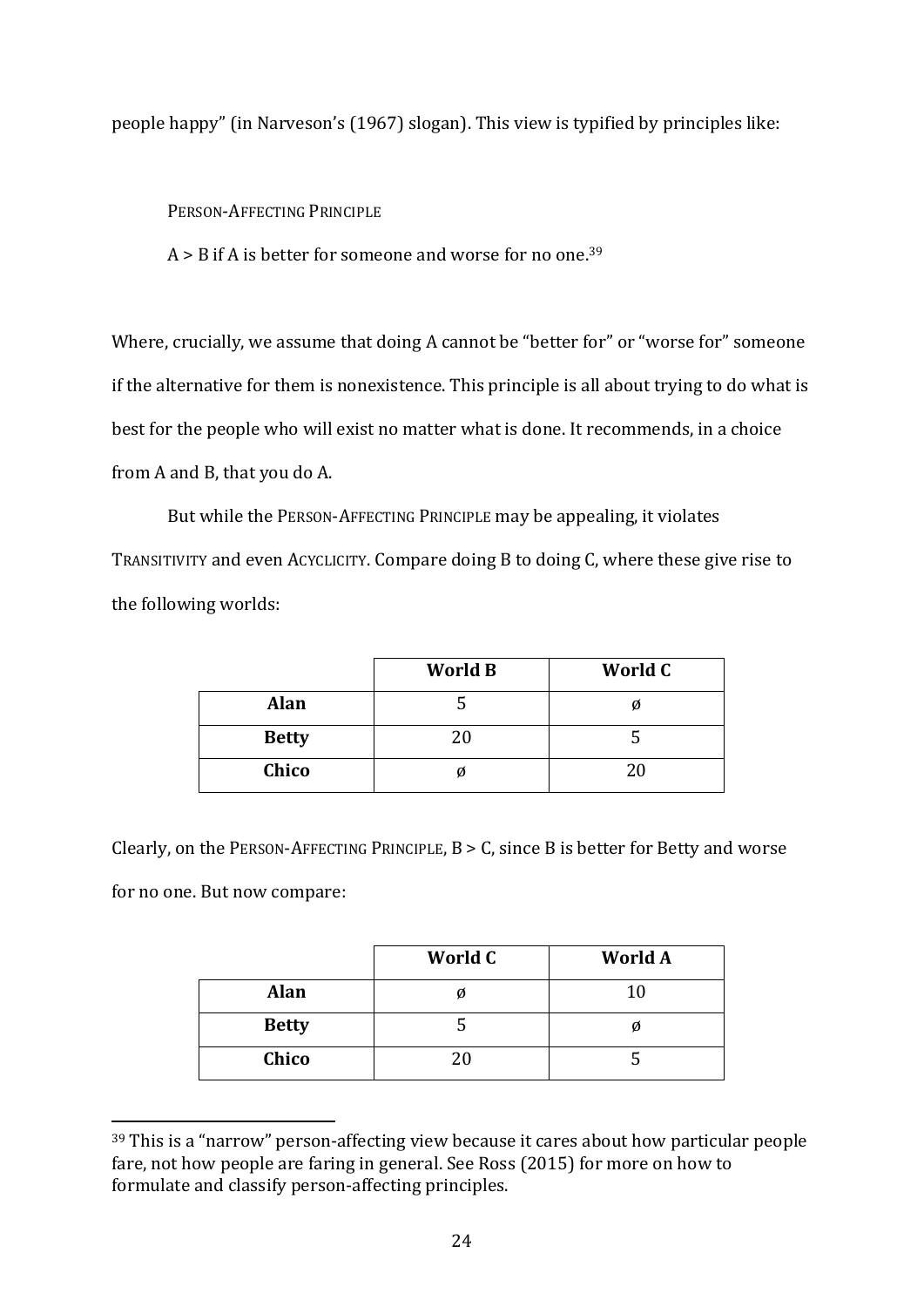people happy" (in Narveson's (1967) slogan). This view is typified by principles like:

PERSON-AFFECTING PRINCIPLE

A > B if A is better for someone and worse for no one.[39]

Where, crucially, we assume that doing A cannot be "better for" or "worse for" someone if the alternative for them is nonexistence. This principle is all about trying to do what is best for the people who will exist no matter what is done. It recommends, in a choice from A and B, that you do A.

But while the PERSON-AFFECTING PRINCIPLE may be appealing, it violates TRANSITIVITY and even ACYCLICITY. Compare doing B to doing C, where these give rise to the following worlds:

| | **World B** | **World C** |
|---|---|---|
| **Alan** | 5 | ø |
| **Betty** | 20 | 5 |
| **Chico** | ø | 20 |

Clearly, on the PERSON-AFFECTING PRINCIPLE, B > C, since B is better for Betty and worse for no one. But now compare:

| | **World C** | **World A** |
|---|---|---|
| **Alan** | ø | 10 |
| **Betty** | 5 | ø |
| **Chico** | 20 | 5 |

[39] This is a "narrow" person-affecting view because it cares about how particular people fare, not how people are faring in general. See Ross (2015) for more on how to formulate and classify person-affecting principles.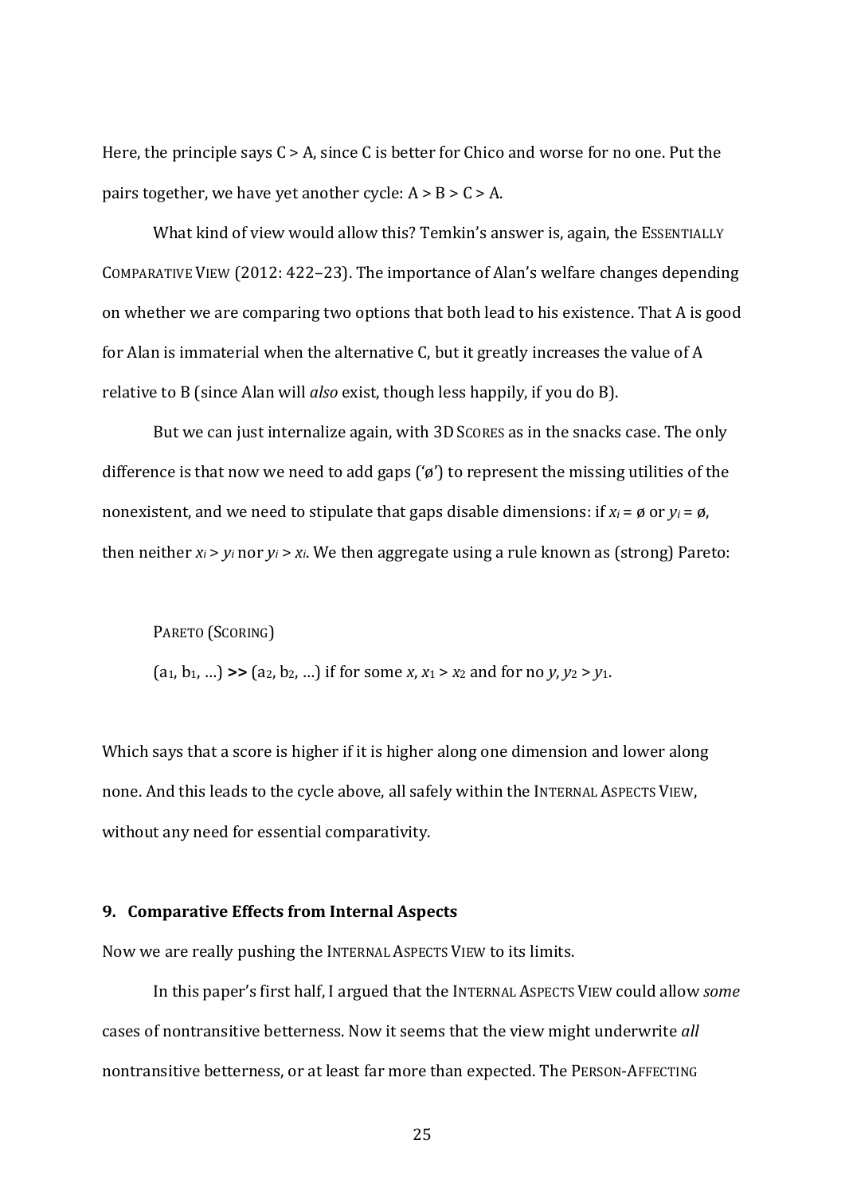Here, the principle says C > A, since C is better for Chico and worse for no one. Put the pairs together, we have yet another cycle: A > B > C > A.

What kind of view would allow this? Temkin's answer is, again, the ESSENTIALLY COMPARATIVE VIEW (2012: 422–23). The importance of Alan's welfare changes depending on whether we are comparing two options that both lead to his existence. That A is good for Alan is immaterial when the alternative C, but it greatly increases the value of A relative to B (since Alan will *also* exist, though less happily, if you do B).

But we can just internalize again, with 3D SCORES as in the snacks case. The only difference is that now we need to add gaps ('ø') to represent the missing utilities of the nonexistent, and we need to stipulate that gaps disable dimensions: if $x_i = ø$ or $y_i = ø$, then neither $x_i > y_i$ nor $y_i > x_i$. We then aggregate using a rule known as (strong) Pareto:

> PARETO (SCORING)
>
> $(a_1, b_1, \ldots)$ **>>** $(a_2, b_2, \ldots)$ if for some $x$, $x_1 > x_2$ and for no $y$, $y_2 > y_1$.

Which says that a score is higher if it is higher along one dimension and lower along none. And this leads to the cycle above, all safely within the INTERNAL ASPECTS VIEW, without any need for essential comparativity.

### 9. Comparative Effects from Internal Aspects

Now we are really pushing the INTERNAL ASPECTS VIEW to its limits.

In this paper's first half, I argued that the INTERNAL ASPECTS VIEW could allow *some* cases of nontransitive betterness. Now it seems that the view might underwrite *all* nontransitive betterness, or at least far more than expected. The PERSON-AFFECTING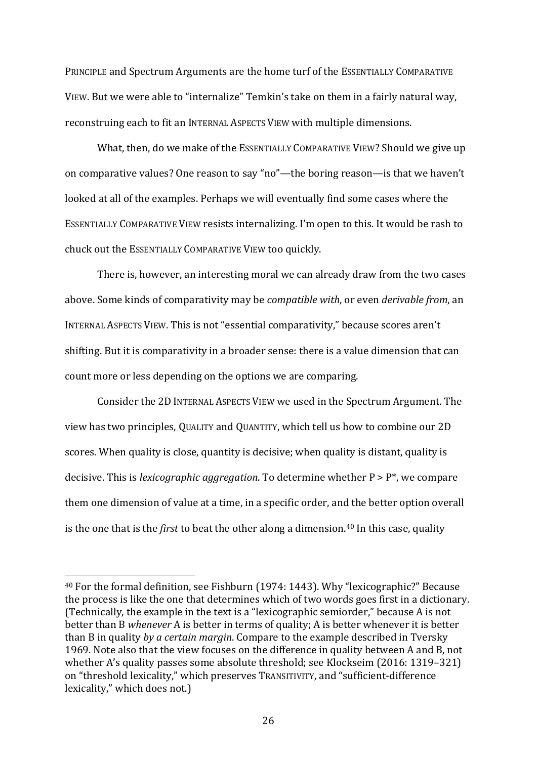PRINCIPLE and Spectrum Arguments are the home turf of the ESSENTIALLY COMPARATIVE VIEW. But we were able to "internalize" Temkin's take on them in a fairly natural way, reconstruing each to fit an INTERNAL ASPECTS VIEW with multiple dimensions.

What, then, do we make of the ESSENTIALLY COMPARATIVE VIEW? Should we give up on comparative values? One reason to say "no"—the boring reason—is that we haven't looked at all of the examples. Perhaps we will eventually find some cases where the ESSENTIALLY COMPARATIVE VIEW resists internalizing. I'm open to this. It would be rash to chuck out the ESSENTIALLY COMPARATIVE VIEW too quickly.

There is, however, an interesting moral we can already draw from the two cases above. Some kinds of comparativity may be *compatible with*, or even *derivable from*, an INTERNAL ASPECTS VIEW. This is not "essential comparativity," because scores aren't shifting. But it is comparativity in a broader sense: there is a value dimension that can count more or less depending on the options we are comparing.

Consider the 2D INTERNAL ASPECTS VIEW we used in the Spectrum Argument. The view has two principles, QUALITY and QUANTITY, which tell us how to combine our 2D scores. When quality is close, quantity is decisive; when quality is distant, quality is decisive. This is *lexicographic aggregation*. To determine whether P > P*, we compare them one dimension of value at a time, in a specific order, and the better option overall is the one that is the *first* to beat the other along a dimension.[40] In this case, quality

---

[40] For the formal definition, see Fishburn (1974: 1443). Why "lexicographic?" Because the process is like the one that determines which of two words goes first in a dictionary. (Technically, the example in the text is a "lexicographic semiorder," because A is not better than B *whenever* A is better in terms of quality; A is better whenever it is better than B in quality *by a certain margin*. Compare to the example described in Tversky 1969. Note also that the view focuses on the difference in quality between A and B, not whether A's quality passes some absolute threshold; see Klockseim (2016: 1319–321) on "threshold lexicality," which preserves TRANSITIVITY, and "sufficient-difference lexicality," which does not.)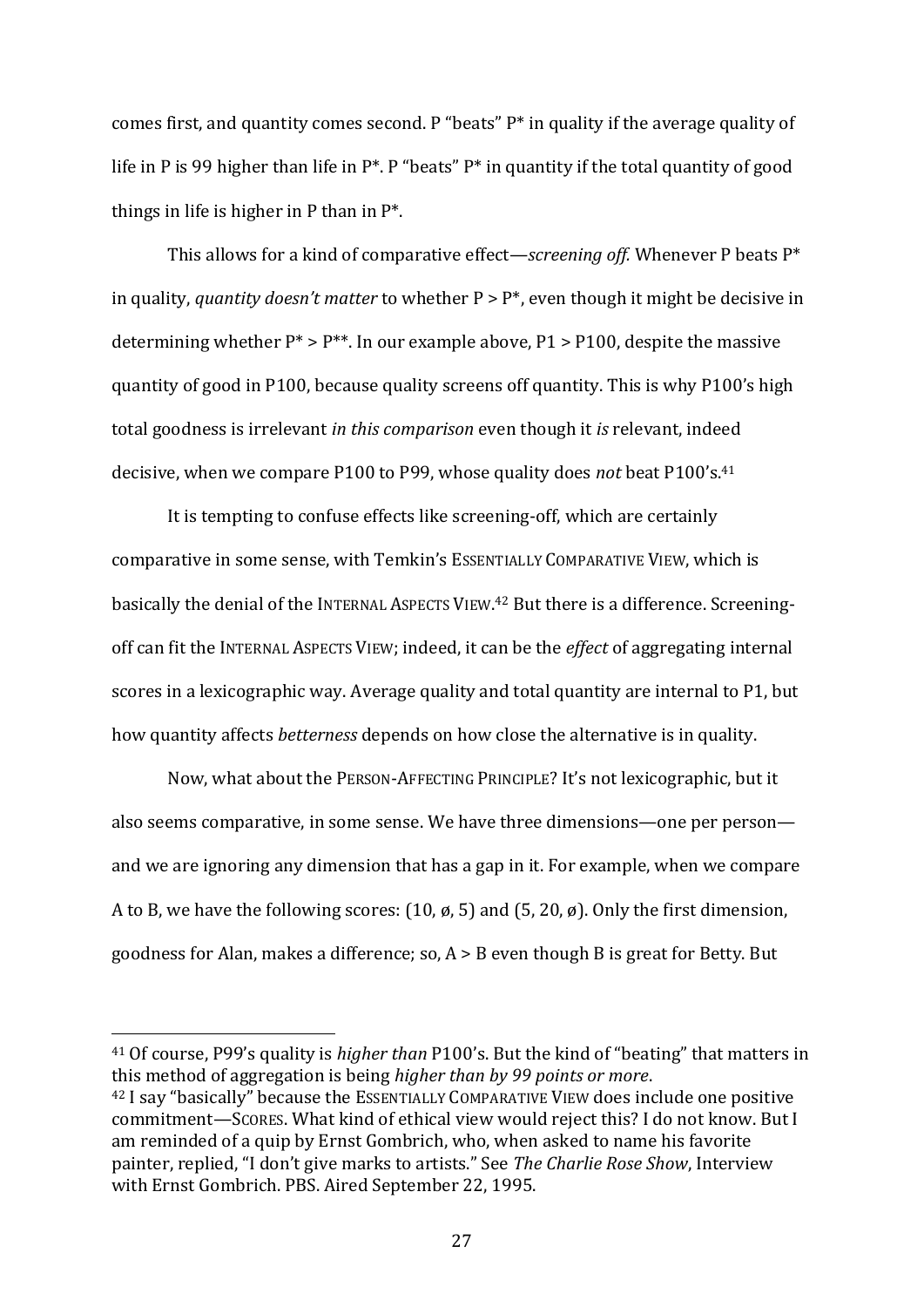comes first, and quantity comes second. P "beats" P* in quality if the average quality of life in P is 99 higher than life in P*. P "beats" P* in quantity if the total quantity of good things in life is higher in P than in P*.

This allows for a kind of comparative effect—*screening off.* Whenever P beats P* in quality, *quantity doesn't matter* to whether P > P*, even though it might be decisive in determining whether P* > P**. In our example above, P1 > P100, despite the massive quantity of good in P100, because quality screens off quantity. This is why P100's high total goodness is irrelevant *in this comparison* even though it *is* relevant, indeed decisive, when we compare P100 to P99, whose quality does *not* beat P100's.[41]

It is tempting to confuse effects like screening-off, which are certainly comparative in some sense, with Temkin's ESSENTIALLY COMPARATIVE VIEW, which is basically the denial of the INTERNAL ASPECTS VIEW.[42] But there is a difference. Screening-off can fit the INTERNAL ASPECTS VIEW; indeed, it can be the *effect* of aggregating internal scores in a lexicographic way. Average quality and total quantity are internal to P1, but how quantity affects *betterness* depends on how close the alternative is in quality.

Now, what about the PERSON-AFFECTING PRINCIPLE? It's not lexicographic, but it also seems comparative, in some sense. We have three dimensions—one per person—and we are ignoring any dimension that has a gap in it. For example, when we compare A to B, we have the following scores: (10, ø, 5) and (5, 20, ø). Only the first dimension, goodness for Alan, makes a difference; so, A > B even though B is great for Betty. But

[41] Of course, P99's quality is *higher than* P100's. But the kind of "beating" that matters in this method of aggregation is being *higher than by 99 points or more*.

[42] I say "basically" because the ESSENTIALLY COMPARATIVE VIEW does include one positive commitment—SCORES. What kind of ethical view would reject this? I do not know. But I am reminded of a quip by Ernst Gombrich, who, when asked to name his favorite painter, replied, "I don't give marks to artists." See *The Charlie Rose Show*, Interview with Ernst Gombrich. PBS. Aired September 22, 1995.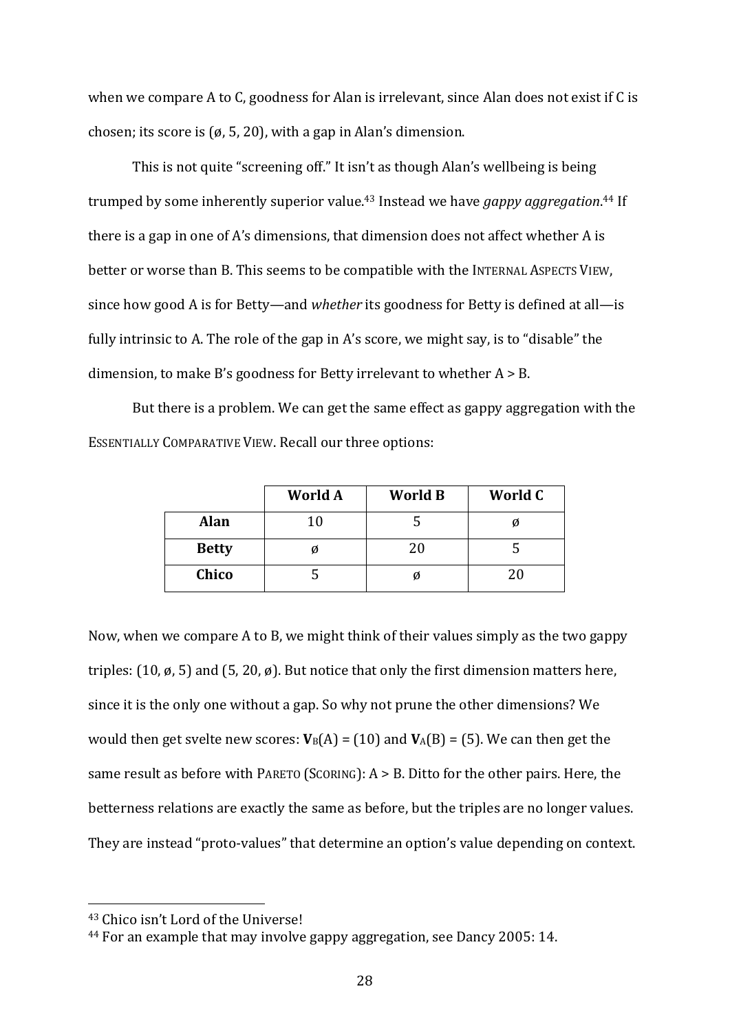when we compare A to C, goodness for Alan is irrelevant, since Alan does not exist if C is chosen; its score is (ø, 5, 20), with a gap in Alan's dimension.

This is not quite "screening off." It isn't as though Alan's wellbeing is being trumped by some inherently superior value.[43] Instead we have *gappy aggregation*.[44] If there is a gap in one of A's dimensions, that dimension does not affect whether A is better or worse than B. This seems to be compatible with the INTERNAL ASPECTS VIEW, since how good A is for Betty—and *whether* its goodness for Betty is defined at all—is fully intrinsic to A. The role of the gap in A's score, we might say, is to "disable" the dimension, to make B's goodness for Betty irrelevant to whether A > B.

But there is a problem. We can get the same effect as gappy aggregation with the ESSENTIALLY COMPARATIVE VIEW. Recall our three options:

| | **World A** | **World B** | **World C** |
|---|---|---|---|
| **Alan** | 10 | 5 | ø |
| **Betty** | ø | 20 | 5 |
| **Chico** | 5 | ø | 20 |

Now, when we compare A to B, we might think of their values simply as the two gappy triples: (10, ø, 5) and (5, 20, ø). But notice that only the first dimension matters here, since it is the only one without a gap. So why not prune the other dimensions? We would then get svelte new scores: $\mathbf{V}_B(A) = (10)$ and $\mathbf{V}_A(B) = (5)$. We can then get the same result as before with PARETO (SCORING): A > B. Ditto for the other pairs. Here, the betterness relations are exactly the same as before, but the triples are no longer values. They are instead "proto-values" that determine an option's value depending on context.

[43] Chico isn't Lord of the Universe!

[44] For an example that may involve gappy aggregation, see Dancy 2005: 14.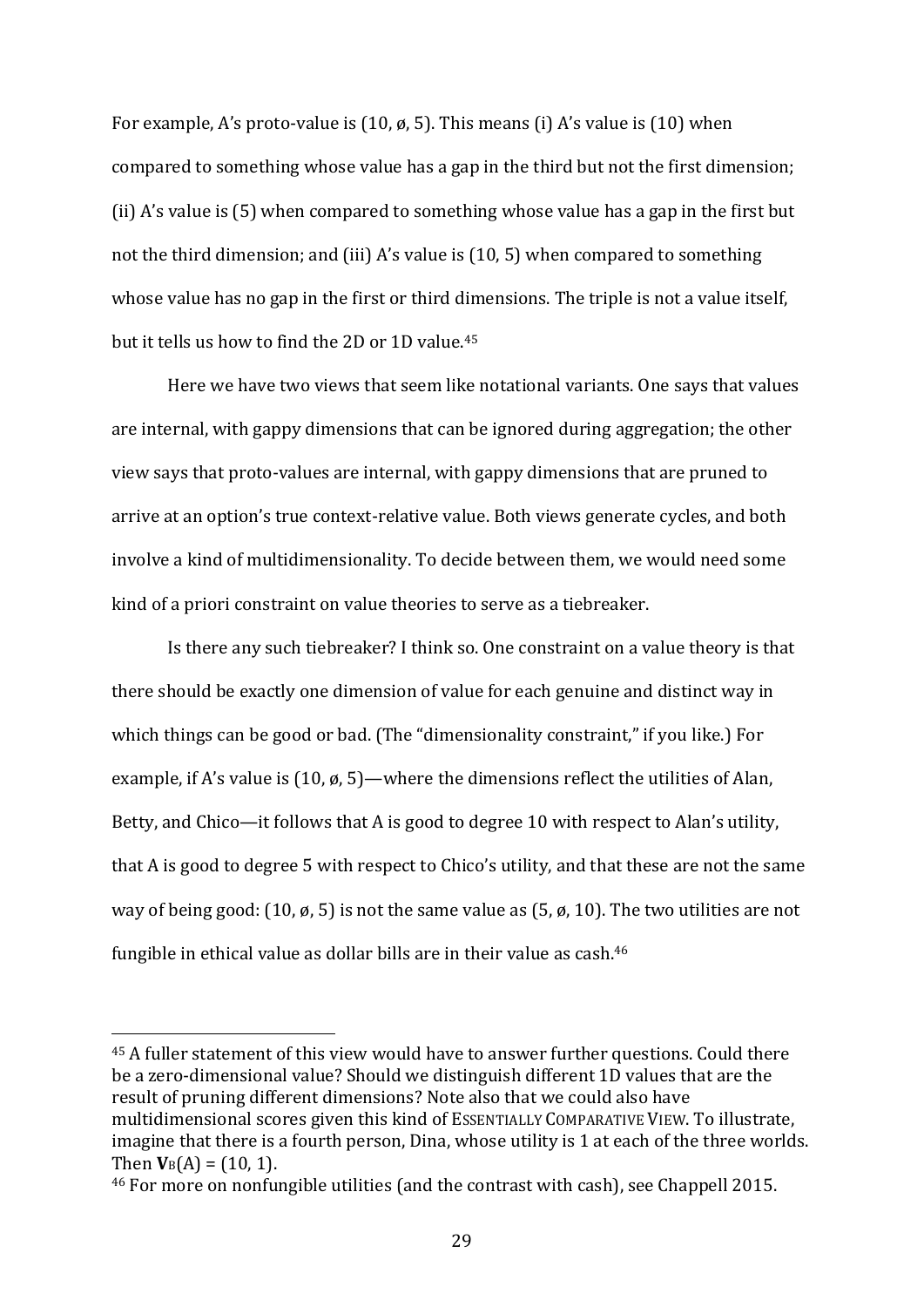For example, A's proto-value is (10, ø, 5). This means (i) A's value is (10) when compared to something whose value has a gap in the third but not the first dimension; (ii) A's value is (5) when compared to something whose value has a gap in the first but not the third dimension; and (iii) A's value is (10, 5) when compared to something whose value has no gap in the first or third dimensions. The triple is not a value itself, but it tells us how to find the 2D or 1D value.[45]

Here we have two views that seem like notational variants. One says that values are internal, with gappy dimensions that can be ignored during aggregation; the other view says that proto-values are internal, with gappy dimensions that are pruned to arrive at an option's true context-relative value. Both views generate cycles, and both involve a kind of multidimensionality. To decide between them, we would need some kind of a priori constraint on value theories to serve as a tiebreaker.

Is there any such tiebreaker? I think so. One constraint on a value theory is that there should be exactly one dimension of value for each genuine and distinct way in which things can be good or bad. (The "dimensionality constraint," if you like.) For example, if A's value is (10, ø, 5)—where the dimensions reflect the utilities of Alan, Betty, and Chico—it follows that A is good to degree 10 with respect to Alan's utility, that A is good to degree 5 with respect to Chico's utility, and that these are not the same way of being good: (10, ø, 5) is not the same value as (5, ø, 10). The two utilities are not fungible in ethical value as dollar bills are in their value as cash.[46]

---

[45] A fuller statement of this view would have to answer further questions. Could there be a zero-dimensional value? Should we distinguish different 1D values that are the result of pruning different dimensions? Note also that we could also have multidimensional scores given this kind of ESSENTIALLY COMPARATIVE VIEW. To illustrate, imagine that there is a fourth person, Dina, whose utility is 1 at each of the three worlds. Then $\mathbf{V}_B(A) = (10, 1)$.

[46] For more on nonfungible utilities (and the contrast with cash), see Chappell 2015.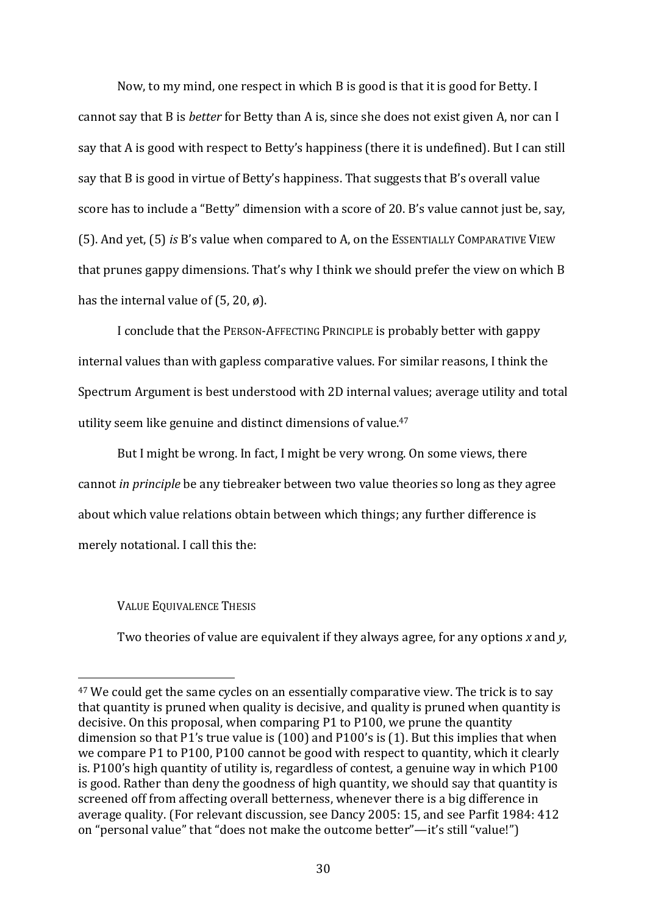Now, to my mind, one respect in which B is good is that it is good for Betty. I cannot say that B is *better* for Betty than A is, since she does not exist given A, nor can I say that A is good with respect to Betty's happiness (there it is undefined). But I can still say that B is good in virtue of Betty's happiness. That suggests that B's overall value score has to include a "Betty" dimension with a score of 20. B's value cannot just be, say, (5). And yet, (5) *is* B's value when compared to A, on the ESSENTIALLY COMPARATIVE VIEW that prunes gappy dimensions. That's why I think we should prefer the view on which B has the internal value of (5, 20, ø).

I conclude that the PERSON-AFFECTING PRINCIPLE is probably better with gappy internal values than with gapless comparative values. For similar reasons, I think the Spectrum Argument is best understood with 2D internal values; average utility and total utility seem like genuine and distinct dimensions of value.[47]

But I might be wrong. In fact, I might be very wrong. On some views, there cannot *in principle* be any tiebreaker between two value theories so long as they agree about which value relations obtain between which things; any further difference is merely notational. I call this the:

VALUE EQUIVALENCE THESIS

Two theories of value are equivalent if they always agree, for any options *x* and *y*,

---

[47] We could get the same cycles on an essentially comparative view. The trick is to say that quantity is pruned when quality is decisive, and quality is pruned when quantity is decisive. On this proposal, when comparing P1 to P100, we prune the quantity dimension so that P1's true value is (100) and P100's is (1). But this implies that when we compare P1 to P100, P100 cannot be good with respect to quantity, which it clearly is. P100's high quantity of utility is, regardless of contest, a genuine way in which P100 is good. Rather than deny the goodness of high quantity, we should say that quantity is screened off from affecting overall betterness, whenever there is a big difference in average quality. (For relevant discussion, see Dancy 2005: 15, and see Parfit 1984: 412 on "personal value" that "does not make the outcome better"—it's still "value!")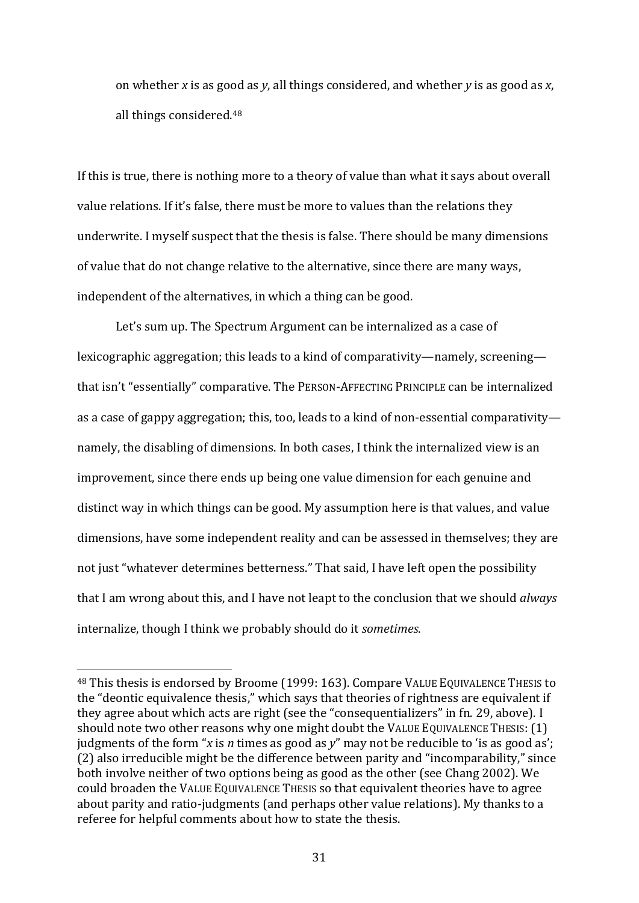on whether *x* is as good as *y*, all things considered, and whether *y* is as good as *x*, all things considered.[48]

If this is true, there is nothing more to a theory of value than what it says about overall value relations. If it's false, there must be more to values than the relations they underwrite. I myself suspect that the thesis is false. There should be many dimensions of value that do not change relative to the alternative, since there are many ways, independent of the alternatives, in which a thing can be good.

Let's sum up. The Spectrum Argument can be internalized as a case of lexicographic aggregation; this leads to a kind of comparativity—namely, screening—that isn't "essentially" comparative. The PERSON-AFFECTING PRINCIPLE can be internalized as a case of gappy aggregation; this, too, leads to a kind of non-essential comparativity—namely, the disabling of dimensions. In both cases, I think the internalized view is an improvement, since there ends up being one value dimension for each genuine and distinct way in which things can be good. My assumption here is that values, and value dimensions, have some independent reality and can be assessed in themselves; they are not just "whatever determines betterness." That said, I have left open the possibility that I am wrong about this, and I have not leapt to the conclusion that we should *always* internalize, though I think we probably should do it *sometimes*.

[48] This thesis is endorsed by Broome (1999: 163). Compare VALUE EQUIVALENCE THESIS to the "deontic equivalence thesis," which says that theories of rightness are equivalent if they agree about which acts are right (see the "consequentializers" in fn. 29, above). I should note two other reasons why one might doubt the VALUE EQUIVALENCE THESIS: (1) judgments of the form "*x* is *n* times as good as *y*" may not be reducible to 'is as good as'; (2) also irreducible might be the difference between parity and "incomparability," since both involve neither of two options being as good as the other (see Chang 2002). We could broaden the VALUE EQUIVALENCE THESIS so that equivalent theories have to agree about parity and ratio-judgments (and perhaps other value relations). My thanks to a referee for helpful comments about how to state the thesis.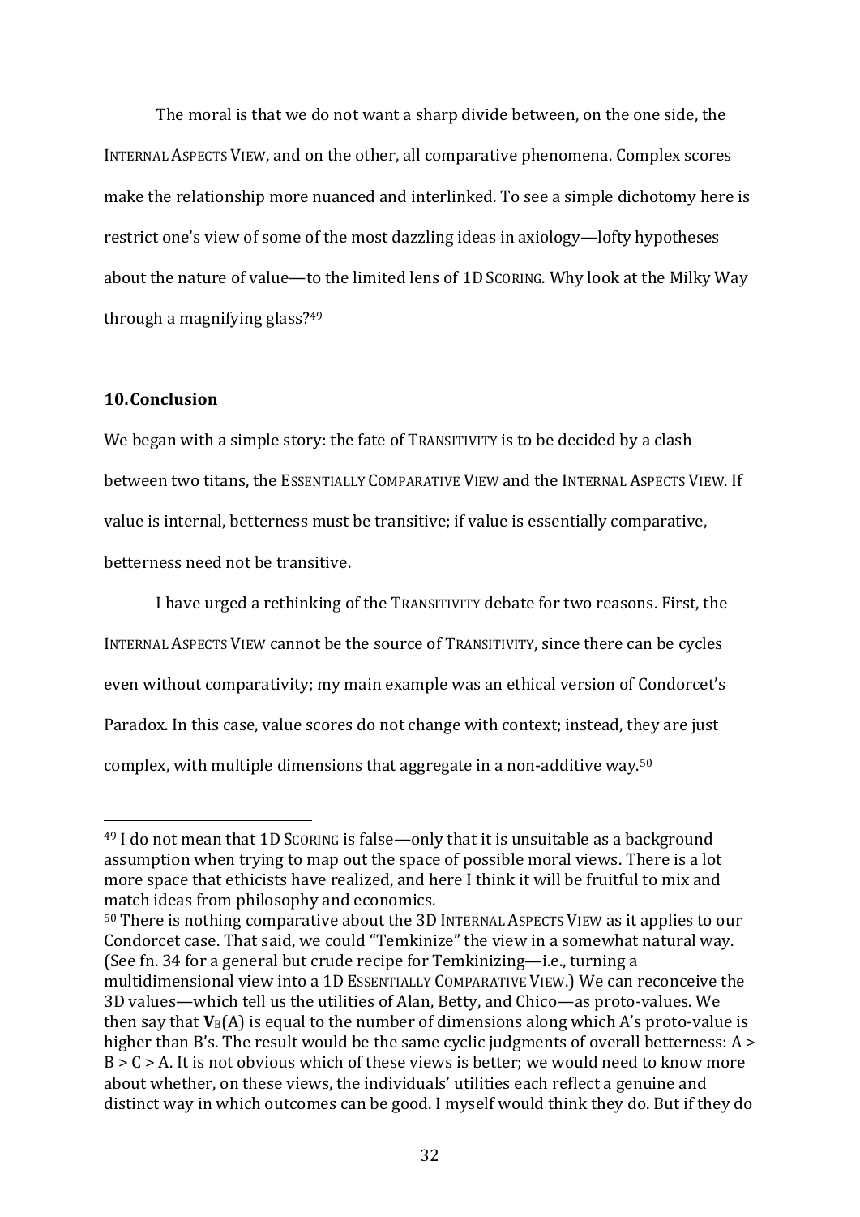The moral is that we do not want a sharp divide between, on the one side, the INTERNAL ASPECTS VIEW, and on the other, all comparative phenomena. Complex scores make the relationship more nuanced and interlinked. To see a simple dichotomy here is restrict one's view of some of the most dazzling ideas in axiology—lofty hypotheses about the nature of value—to the limited lens of 1D SCORING. Why look at the Milky Way through a magnifying glass?[49]

## 10. Conclusion

We began with a simple story: the fate of TRANSITIVITY is to be decided by a clash between two titans, the ESSENTIALLY COMPARATIVE VIEW and the INTERNAL ASPECTS VIEW. If value is internal, betterness must be transitive; if value is essentially comparative, betterness need not be transitive.

I have urged a rethinking of the TRANSITIVITY debate for two reasons. First, the INTERNAL ASPECTS VIEW cannot be the source of TRANSITIVITY, since there can be cycles even without comparativity; my main example was an ethical version of Condorcet's Paradox. In this case, value scores do not change with context; instead, they are just complex, with multiple dimensions that aggregate in a non-additive way.[50]

---

[49] I do not mean that 1D SCORING is false—only that it is unsuitable as a background assumption when trying to map out the space of possible moral views. There is a lot more space that ethicists have realized, and here I think it will be fruitful to mix and match ideas from philosophy and economics.

[50] There is nothing comparative about the 3D INTERNAL ASPECTS VIEW as it applies to our Condorcet case. That said, we could "Temkinize" the view in a somewhat natural way. (See fn. 34 for a general but crude recipe for Temkinizing—i.e., turning a multidimensional view into a 1D ESSENTIALLY COMPARATIVE VIEW.) We can reconceive the 3D values—which tell us the utilities of Alan, Betty, and Chico—as proto-values. We then say that $\mathbf{V}_B(A)$ is equal to the number of dimensions along which A's proto-value is higher than B's. The result would be the same cyclic judgments of overall betterness: $A > B > C > A$. It is not obvious which of these views is better; we would need to know more about whether, on these views, the individuals' utilities each reflect a genuine and distinct way in which outcomes can be good. I myself would think they do. But if they do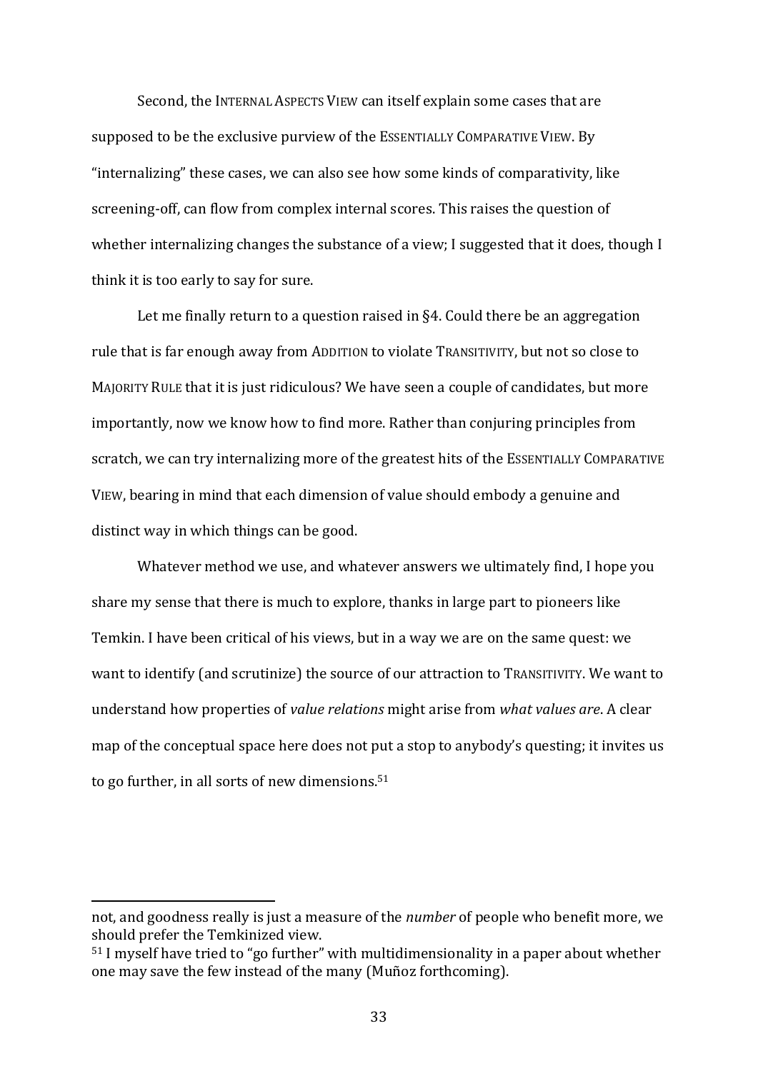Second, the INTERNAL ASPECTS VIEW can itself explain some cases that are supposed to be the exclusive purview of the ESSENTIALLY COMPARATIVE VIEW. By "internalizing" these cases, we can also see how some kinds of comparativity, like screening-off, can flow from complex internal scores. This raises the question of whether internalizing changes the substance of a view; I suggested that it does, though I think it is too early to say for sure.

Let me finally return to a question raised in §4. Could there be an aggregation rule that is far enough away from ADDITION to violate TRANSITIVITY, but not so close to MAJORITY RULE that it is just ridiculous? We have seen a couple of candidates, but more importantly, now we know how to find more. Rather than conjuring principles from scratch, we can try internalizing more of the greatest hits of the ESSENTIALLY COMPARATIVE VIEW, bearing in mind that each dimension of value should embody a genuine and distinct way in which things can be good.

Whatever method we use, and whatever answers we ultimately find, I hope you share my sense that there is much to explore, thanks in large part to pioneers like Temkin. I have been critical of his views, but in a way we are on the same quest: we want to identify (and scrutinize) the source of our attraction to TRANSITIVITY. We want to understand how properties of *value relations* might arise from *what values are*. A clear map of the conceptual space here does not put a stop to anybody's questing; it invites us to go further, in all sorts of new dimensions.[51]

---

not, and goodness really is just a measure of the *number* of people who benefit more, we should prefer the Temkinized view.

[51] I myself have tried to "go further" with multidimensionality in a paper about whether one may save the few instead of the many (Muñoz forthcoming).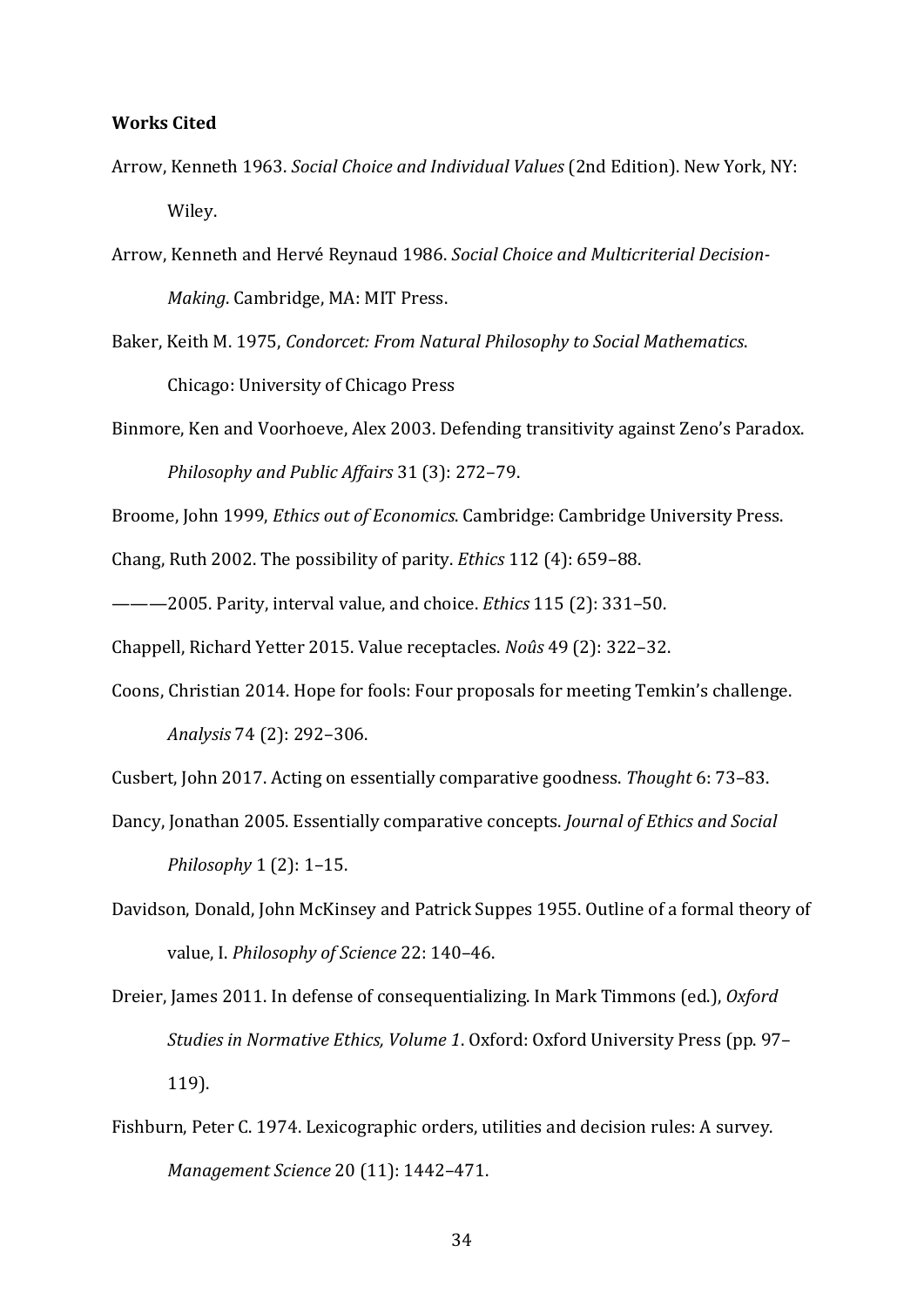**Works Cited**

Arrow, Kenneth 1963. *Social Choice and Individual Values* (2nd Edition). New York, NY: Wiley.

Arrow, Kenneth and Hervé Reynaud 1986. *Social Choice and Multicriterial Decision-Making*. Cambridge, MA: MIT Press.

Baker, Keith M. 1975, *Condorcet: From Natural Philosophy to Social Mathematics*. Chicago: University of Chicago Press

Binmore, Ken and Voorhoeve, Alex 2003. Defending transitivity against Zeno's Paradox. *Philosophy and Public Affairs* 31 (3): 272–79.

Broome, John 1999, *Ethics out of Economics*. Cambridge: Cambridge University Press.

Chang, Ruth 2002. The possibility of parity. *Ethics* 112 (4): 659–88.

———2005. Parity, interval value, and choice. *Ethics* 115 (2): 331–50.

Chappell, Richard Yetter 2015. Value receptacles. *Noûs* 49 (2): 322–32.

Coons, Christian 2014. Hope for fools: Four proposals for meeting Temkin's challenge. *Analysis* 74 (2): 292–306.

Cusbert, John 2017. Acting on essentially comparative goodness. *Thought* 6: 73–83.

Dancy, Jonathan 2005. Essentially comparative concepts. *Journal of Ethics and Social Philosophy* 1 (2): 1–15.

Davidson, Donald, John McKinsey and Patrick Suppes 1955. Outline of a formal theory of value, I. *Philosophy of Science* 22: 140–46.

Dreier, James 2011. In defense of consequentializing. In Mark Timmons (ed.), *Oxford Studies in Normative Ethics, Volume 1*. Oxford: Oxford University Press (pp. 97–119).

Fishburn, Peter C. 1974. Lexicographic orders, utilities and decision rules: A survey. *Management Science* 20 (11): 1442–471.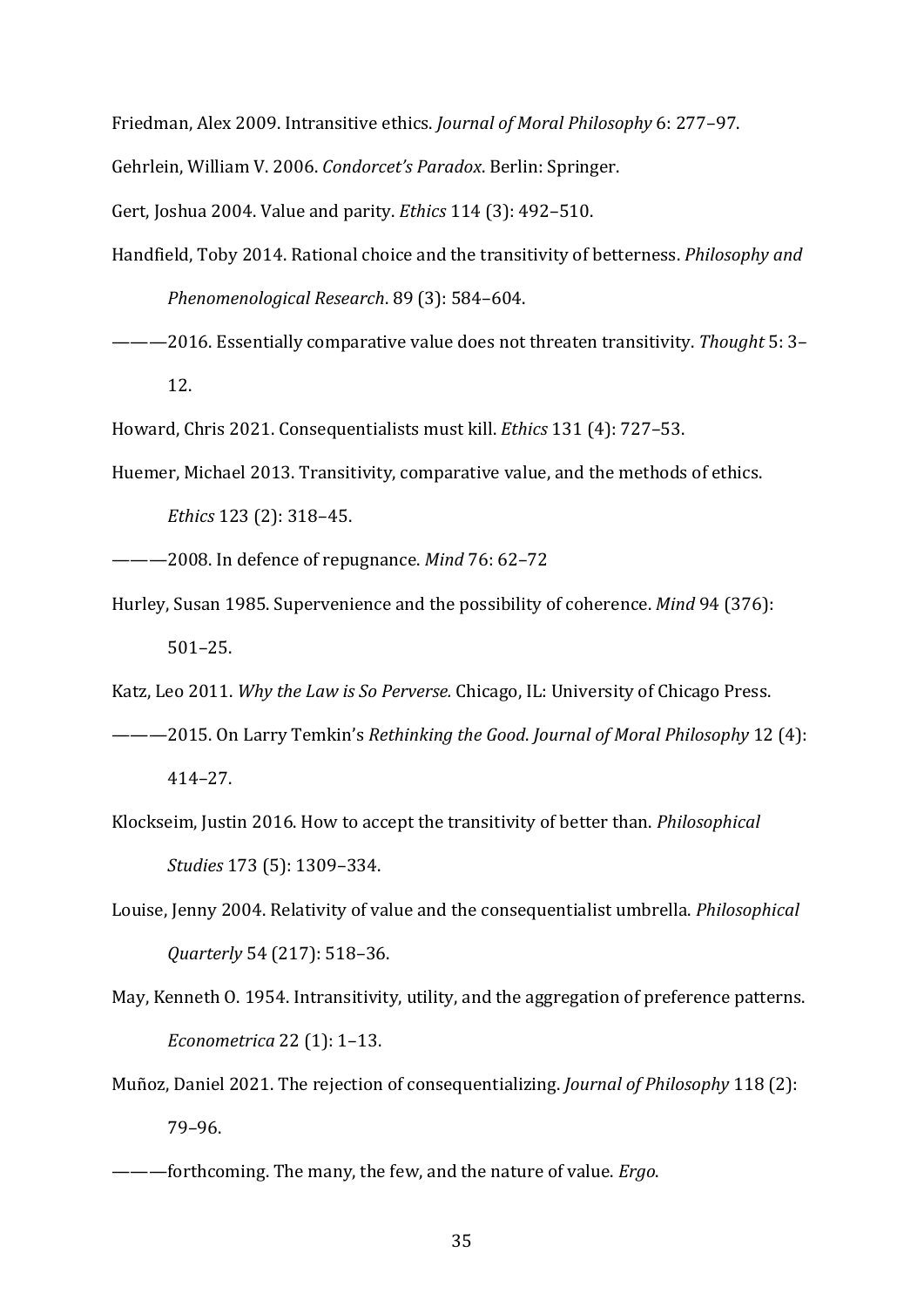Friedman, Alex 2009. Intransitive ethics. *Journal of Moral Philosophy* 6: 277–97.

Gehrlein, William V. 2006. *Condorcet's Paradox*. Berlin: Springer.

Gert, Joshua 2004. Value and parity. *Ethics* 114 (3): 492–510.

Handfield, Toby 2014. Rational choice and the transitivity of betterness. *Philosophy and Phenomenological Research*. 89 (3): 584–604.

———2016. Essentially comparative value does not threaten transitivity. *Thought* 5: 3–12.

Howard, Chris 2021. Consequentialists must kill. *Ethics* 131 (4): 727–53.

Huemer, Michael 2013. Transitivity, comparative value, and the methods of ethics. *Ethics* 123 (2): 318–45.

———2008. In defence of repugnance. *Mind* 76: 62–72

Hurley, Susan 1985. Supervenience and the possibility of coherence. *Mind* 94 (376): 501–25.

Katz, Leo 2011. *Why the Law is So Perverse.* Chicago, IL: University of Chicago Press.

———2015. On Larry Temkin's *Rethinking the Good*. *Journal of Moral Philosophy* 12 (4): 414–27.

Klockseim, Justin 2016. How to accept the transitivity of better than. *Philosophical Studies* 173 (5): 1309–334.

Louise, Jenny 2004. Relativity of value and the consequentialist umbrella. *Philosophical Quarterly* 54 (217): 518–36.

May, Kenneth O. 1954. Intransitivity, utility, and the aggregation of preference patterns. *Econometrica* 22 (1): 1–13.

Muñoz, Daniel 2021. The rejection of consequentializing. *Journal of Philosophy* 118 (2): 79–96.

———forthcoming. The many, the few, and the nature of value. *Ergo*.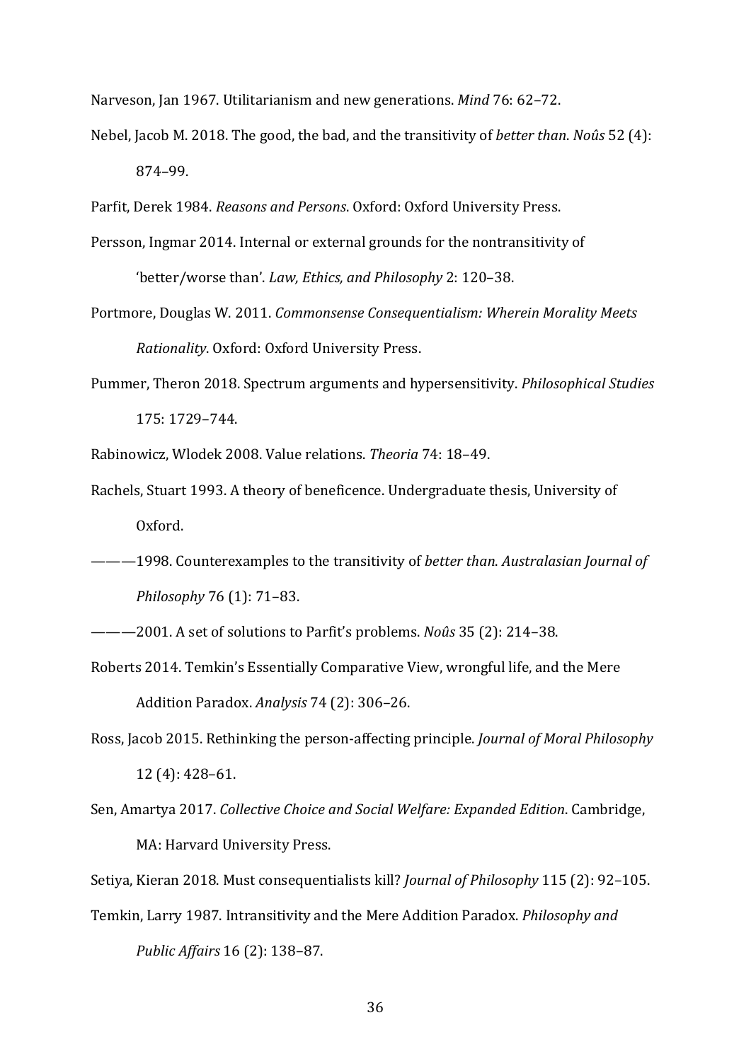Narveson, Jan 1967. Utilitarianism and new generations. *Mind* 76: 62–72.

Nebel, Jacob M. 2018. The good, the bad, and the transitivity of *better than*. *Noûs* 52 (4): 874–99.

Parfit, Derek 1984. *Reasons and Persons*. Oxford: Oxford University Press.

Persson, Ingmar 2014. Internal or external grounds for the nontransitivity of 'better/worse than'. *Law, Ethics, and Philosophy* 2: 120–38.

Portmore, Douglas W. 2011. *Commonsense Consequentialism: Wherein Morality Meets Rationality*. Oxford: Oxford University Press.

Pummer, Theron 2018. Spectrum arguments and hypersensitivity. *Philosophical Studies* 175: 1729–744.

Rabinowicz, Wlodek 2008. Value relations. *Theoria* 74: 18–49.

Rachels, Stuart 1993. A theory of beneficence. Undergraduate thesis, University of Oxford.

———1998. Counterexamples to the transitivity of *better than*. *Australasian Journal of Philosophy* 76 (1): 71–83.

———2001. A set of solutions to Parfit's problems. *Noûs* 35 (2): 214–38.

Roberts 2014. Temkin's Essentially Comparative View, wrongful life, and the Mere Addition Paradox. *Analysis* 74 (2): 306–26.

Ross, Jacob 2015. Rethinking the person-affecting principle. *Journal of Moral Philosophy* 12 (4): 428–61.

Sen, Amartya 2017. *Collective Choice and Social Welfare: Expanded Edition*. Cambridge, MA: Harvard University Press.

Setiya, Kieran 2018. Must consequentialists kill? *Journal of Philosophy* 115 (2): 92–105.

Temkin, Larry 1987. Intransitivity and the Mere Addition Paradox. *Philosophy and Public Affairs* 16 (2): 138–87.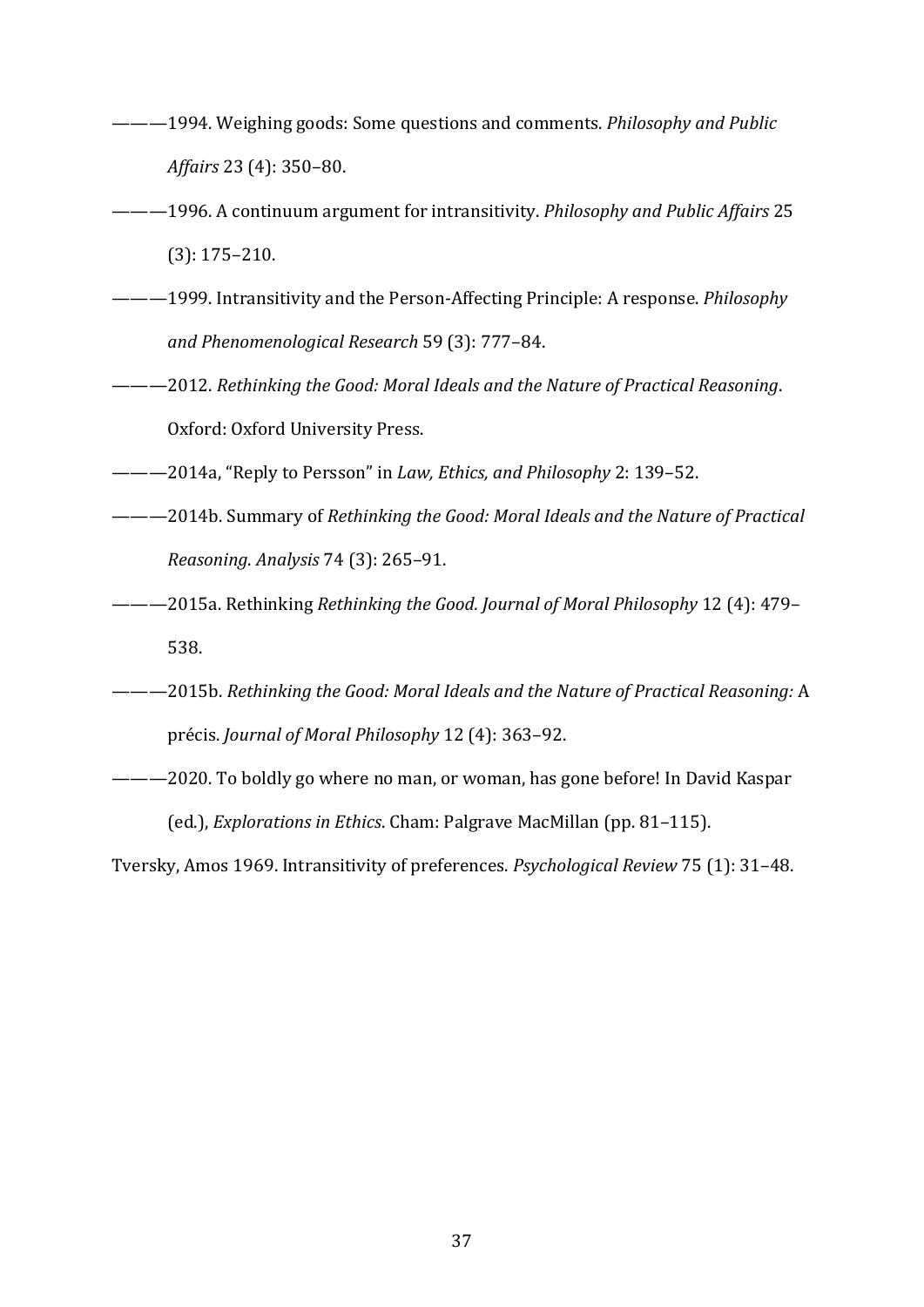———1994. Weighing goods: Some questions and comments. *Philosophy and Public Affairs* 23 (4): 350–80.

———1996. A continuum argument for intransitivity. *Philosophy and Public Affairs* 25 (3): 175–210.

———1999. Intransitivity and the Person-Affecting Principle: A response. *Philosophy and Phenomenological Research* 59 (3): 777–84.

———2012. *Rethinking the Good: Moral Ideals and the Nature of Practical Reasoning*. Oxford: Oxford University Press.

———2014a, "Reply to Persson" in *Law, Ethics, and Philosophy* 2: 139–52.

———2014b. Summary of *Rethinking the Good: Moral Ideals and the Nature of Practical Reasoning*. *Analysis* 74 (3): 265–91.

———2015a. Rethinking *Rethinking the Good. Journal of Moral Philosophy* 12 (4): 479–538.

———2015b. *Rethinking the Good: Moral Ideals and the Nature of Practical Reasoning:* A précis. *Journal of Moral Philosophy* 12 (4): 363–92.

———2020. To boldly go where no man, or woman, has gone before! In David Kaspar (ed.), *Explorations in Ethics*. Cham: Palgrave MacMillan (pp. 81–115).

Tversky, Amos 1969. Intransitivity of preferences. *Psychological Review* 75 (1): 31–48.